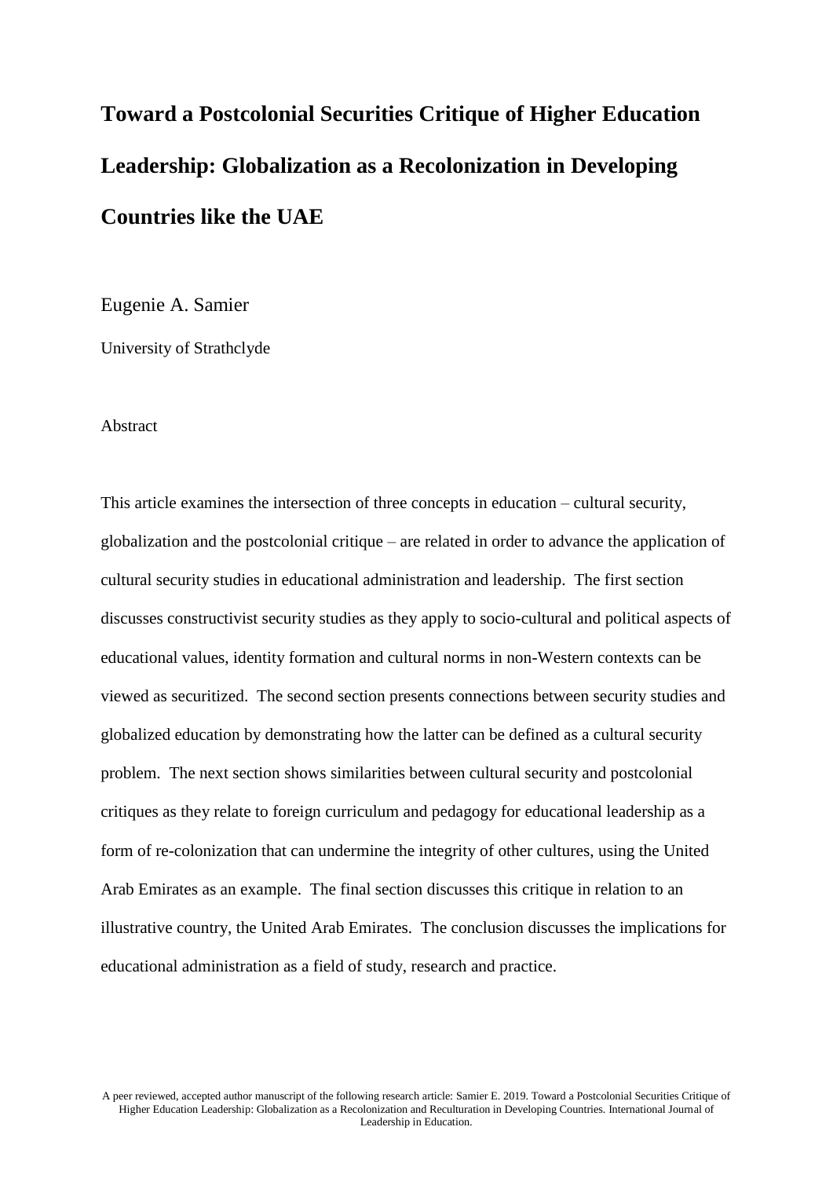# Toward a Postcolonial Securities Critique of Higher Education Leadership: Globalization as a Recolonization in Developing Countries like the UAE

Eugenie A. Samier

University of Strathclyde

Abstract

This article examines the intersection of three concepts in education – cultural security, globalization and the postcolonial critique – are related in order to advance the application of cultural security studies in educational administration and leadership. The first section discusses constructivist security studies as they apply to socio-cultural and political aspects of educational values, identity formation and cultural norms in non-Western contexts can be viewed as securitized. The second section presents connections between security studies and globalized education by demonstrating how the latter can be defined as a cultural security problem. The next section shows similarities between cultural security and postcolonial critiques as they relate to foreign curriculum and pedagogy for educational leadership as a form of re-colonization that can undermine the integrity of other cultures, using the United Arab Emirates as an example. The final section discusses this critique in relation to an illustrative country, the United Arab Emirates. The conclusion discusses the implications for educational administration as a field of study, research and practice.

A peer reviewed, accepted author manuscript of the following research article: Samier E. 2019. Toward a Postcolonial Securities Critique of Higher Education Leadership: Globalization as a Recolonization and Reculturation in Developing Countries. International Journal of Leadership in Education.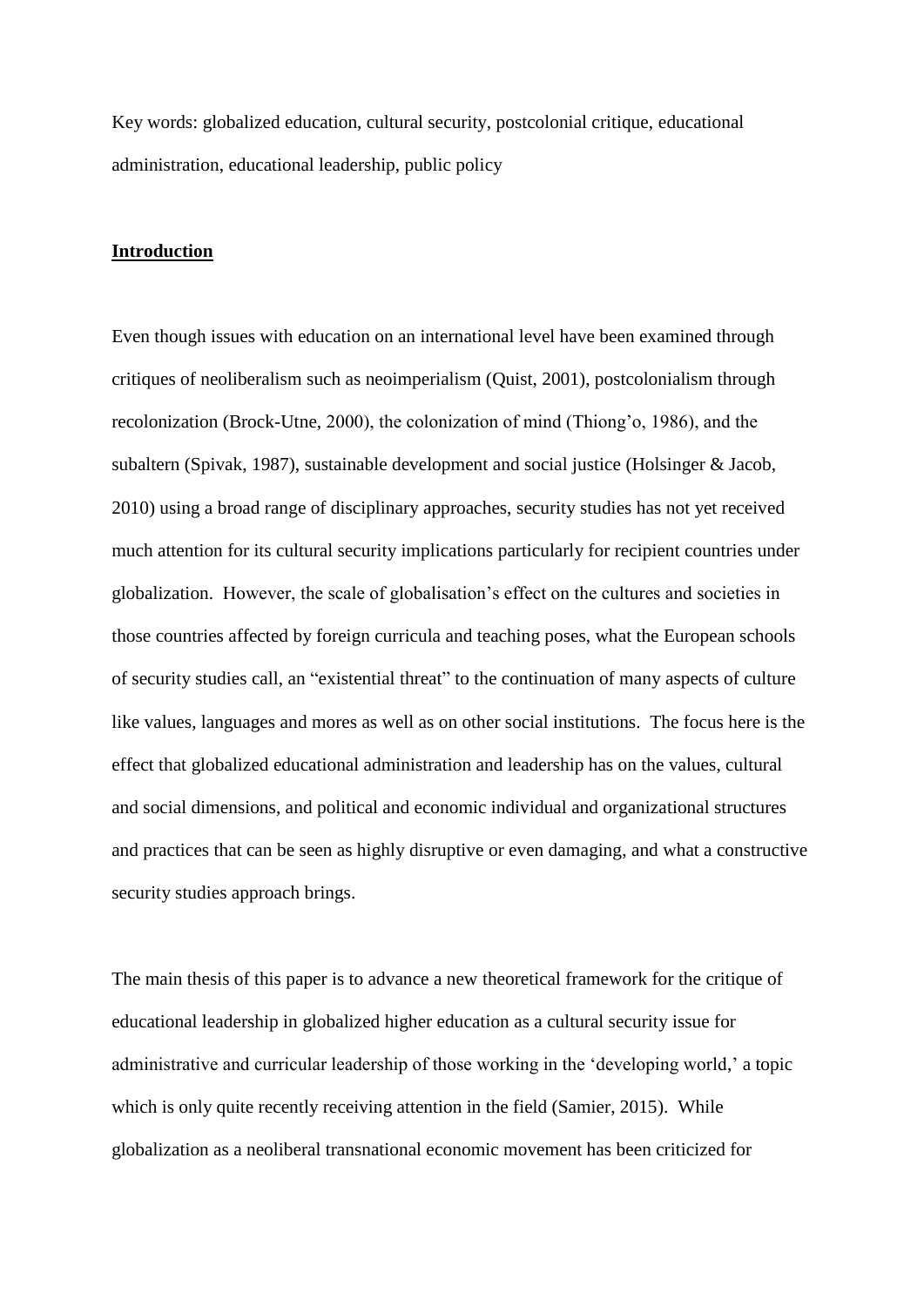Key words: globalized education, cultural security, postcolonial critique, educational administration, educational leadership, public policy

## Introduction

Even though issues with education on an international level have been examined through critiques of neoliberalism such as neoimperialism (Quist, 2001), postcolonialism through recolonization (Brock-Utne, 2000), the colonization of mind (Thiong'o, 1986), and the subaltern (Spivak, 1987), sustainable development and social justice (Holsinger & Jacob, 2010) using a broad range of disciplinary approaches, security studies has not yet received much attention for its cultural security implications particularly for recipient countries under globalization. However, the scale of globalisation's effect on the cultures and societies in those countries affected by foreign curricula and teaching poses, what the European schools of security studies call, an "existential threat" to the continuation of many aspects of culture like values, languages and mores as well as on other social institutions. The focus here is the effect that globalized educational administration and leadership has on the values, cultural and social dimensions, and political and economic individual and organizational structures and practices that can be seen as highly disruptive or even damaging, and what a constructive security studies approach brings.

The main thesis of this paper is to advance a new theoretical framework for the critique of educational leadership in globalized higher education as a cultural security issue for administrative and curricular leadership of those working in the 'developing world,' a topic which is only quite recently receiving attention in the field (Samier, 2015). While globalization as a neoliberal transnational economic movement has been criticized for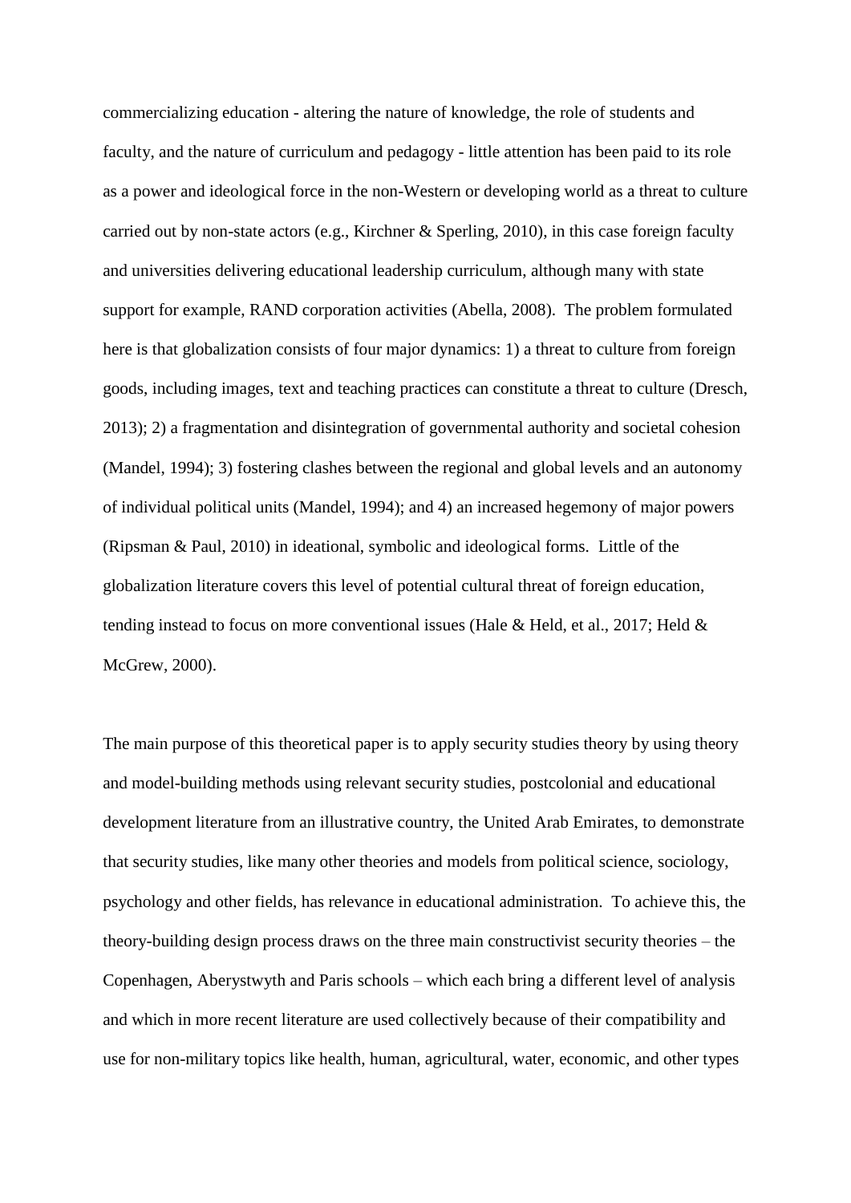commercializing education - altering the nature of knowledge, the role of students and faculty, and the nature of curriculum and pedagogy - little attention has been paid to its role as a power and ideological force in the non-Western or developing world as a threat to culture carried out by non-state actors (e.g., Kirchner & Sperling, 2010), in this case foreign faculty and universities delivering educational leadership curriculum, although many with state support for example, RAND corporation activities (Abella, 2008). The problem formulated here is that globalization consists of four major dynamics: 1) a threat to culture from foreign goods, including images, text and teaching practices can constitute a threat to culture (Dresch, 2013); 2) a fragmentation and disintegration of governmental authority and societal cohesion (Mandel, 1994); 3) fostering clashes between the regional and global levels and an autonomy of individual political units (Mandel, 1994); and 4) an increased hegemony of major powers (Ripsman & Paul, 2010) in ideational, symbolic and ideological forms. Little of the globalization literature covers this level of potential cultural threat of foreign education, tending instead to focus on more conventional issues (Hale & Held, et al., 2017; Held & McGrew, 2000).

The main purpose of this theoretical paper is to apply security studies theory by using theory and model-building methods using relevant security studies, postcolonial and educational development literature from an illustrative country, the United Arab Emirates, to demonstrate that security studies, like many other theories and models from political science, sociology, psychology and other fields, has relevance in educational administration. To achieve this, the theory-building design process draws on the three main constructivist security theories – the Copenhagen, Aberystwyth and Paris schools – which each bring a different level of analysis and which in more recent literature are used collectively because of their compatibility and use for non-military topics like health, human, agricultural, water, economic, and other types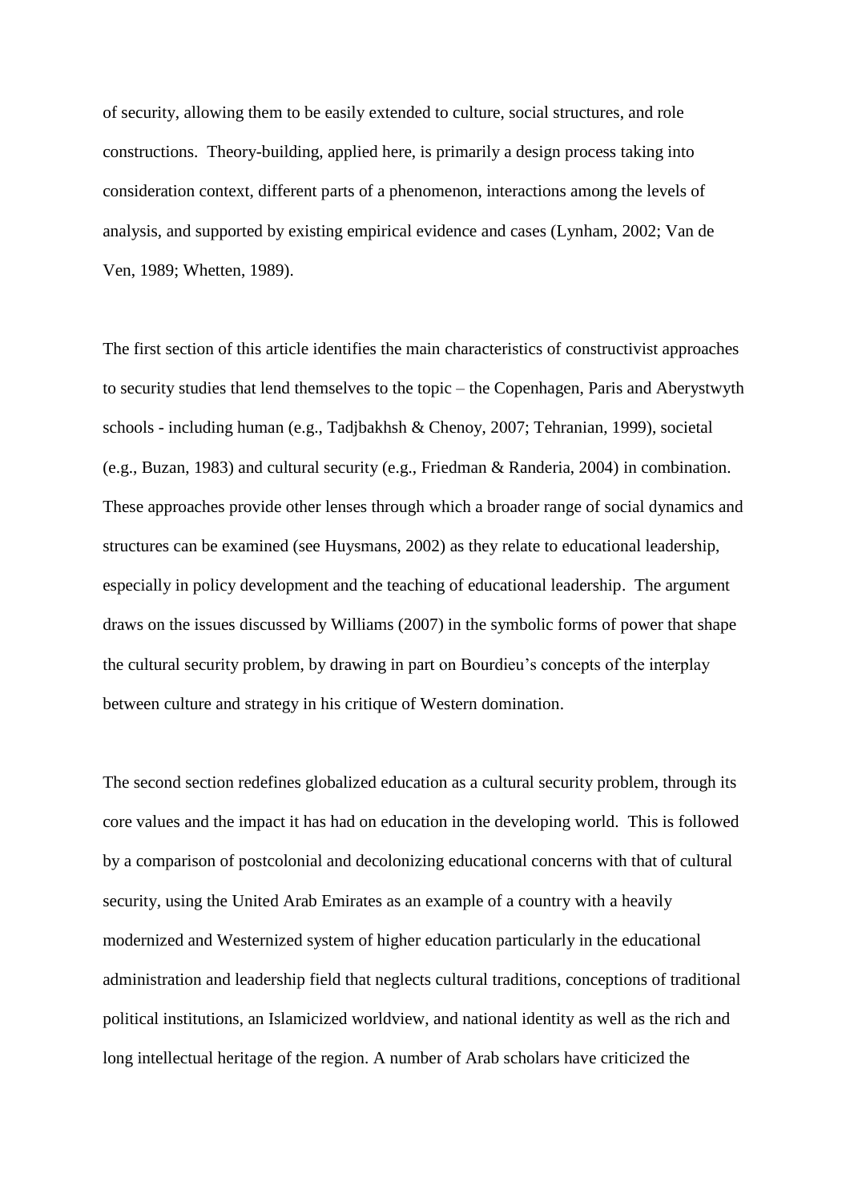of security, allowing them to be easily extended to culture, social structures, and role constructions. Theory-building, applied here, is primarily a design process taking into consideration context, different parts of a phenomenon, interactions among the levels of analysis, and supported by existing empirical evidence and cases (Lynham, 2002; Van de Ven, 1989; Whetten, 1989).

The first section of this article identifies the main characteristics of constructivist approaches to security studies that lend themselves to the topic – the Copenhagen, Paris and Aberystwyth schools - including human (e.g., Tadjbakhsh & Chenoy, 2007; Tehranian, 1999), societal (e.g., Buzan, 1983) and cultural security (e.g., Friedman & Randeria, 2004) in combination. These approaches provide other lenses through which a broader range of social dynamics and structures can be examined (see Huysmans, 2002) as they relate to educational leadership, especially in policy development and the teaching of educational leadership. The argument draws on the issues discussed by Williams (2007) in the symbolic forms of power that shape the cultural security problem, by drawing in part on Bourdieu's concepts of the interplay between culture and strategy in his critique of Western domination.

The second section redefines globalized education as a cultural security problem, through its core values and the impact it has had on education in the developing world. This is followed by a comparison of postcolonial and decolonizing educational concerns with that of cultural security, using the United Arab Emirates as an example of a country with a heavily modernized and Westernized system of higher education particularly in the educational administration and leadership field that neglects cultural traditions, conceptions of traditional political institutions, an Islamicized worldview, and national identity as well as the rich and long intellectual heritage of the region. A number of Arab scholars have criticized the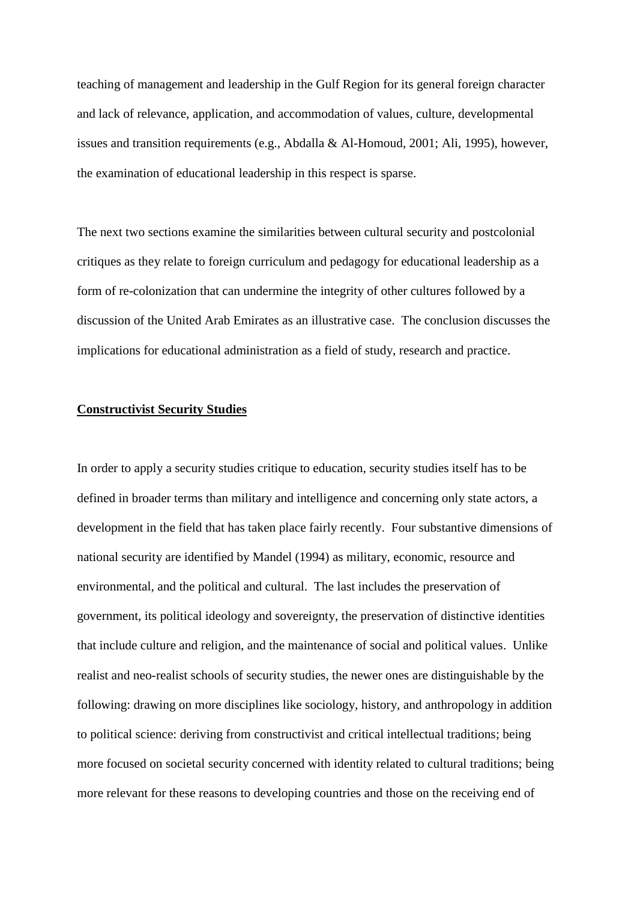teaching of management and leadership in the Gulf Region for its general foreign character and lack of relevance, application, and accommodation of values, culture, developmental issues and transition requirements (e.g., Abdalla & Al-Homoud, 2001; Ali, 1995), however, the examination of educational leadership in this respect is sparse.

The next two sections examine the similarities between cultural security and postcolonial critiques as they relate to foreign curriculum and pedagogy for educational leadership as a form of re-colonization that can undermine the integrity of other cultures followed by a discussion of the United Arab Emirates as an illustrative case. The conclusion discusses the implications for educational administration as a field of study, research and practice.

## Constructivist Security Studies

In order to apply a security studies critique to education, security studies itself has to be defined in broader terms than military and intelligence and concerning only state actors, a development in the field that has taken place fairly recently. Four substantive dimensions of national security are identified by Mandel (1994) as military, economic, resource and environmental, and the political and cultural. The last includes the preservation of government, its political ideology and sovereignty, the preservation of distinctive identities that include culture and religion, and the maintenance of social and political values. Unlike realist and neo-realist schools of security studies, the newer ones are distinguishable by the following: drawing on more disciplines like sociology, history, and anthropology in addition to political science: deriving from constructivist and critical intellectual traditions; being more focused on societal security concerned with identity related to cultural traditions; being more relevant for these reasons to developing countries and those on the receiving end of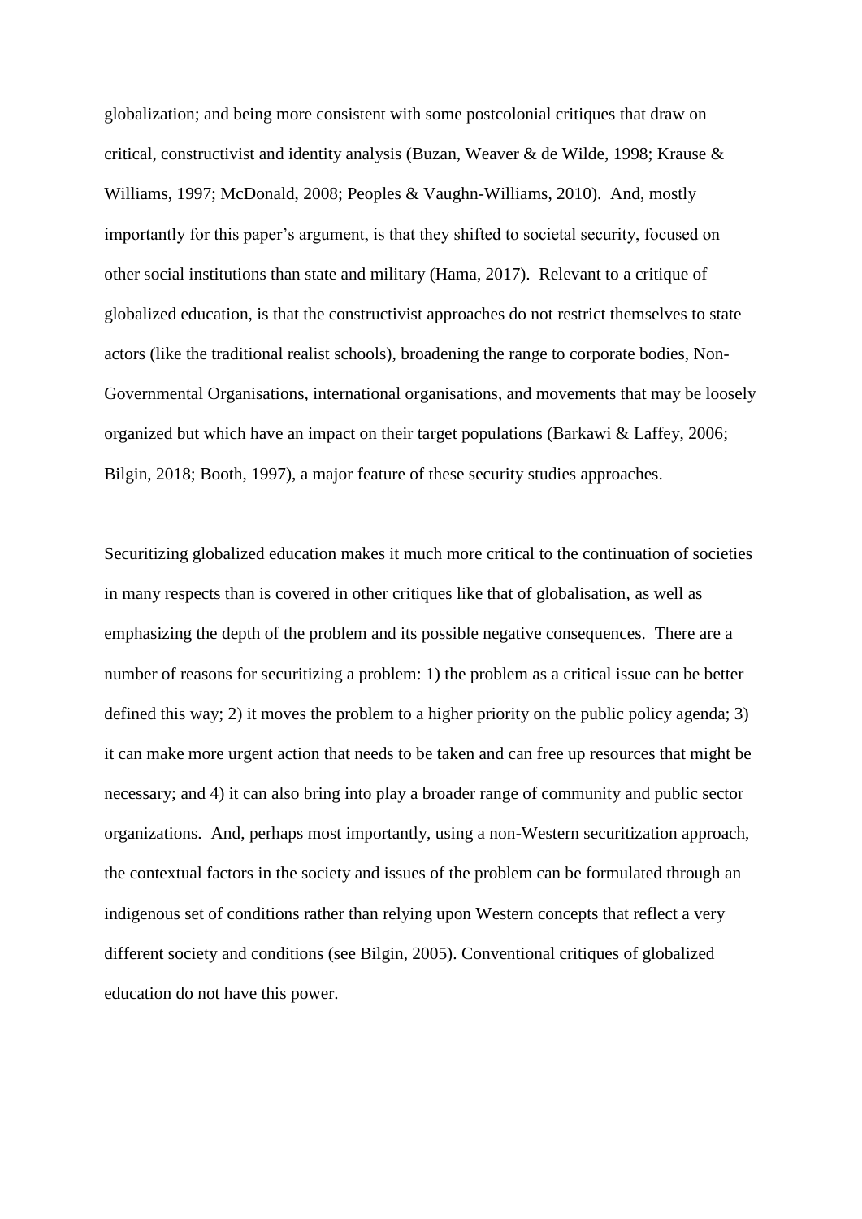globalization; and being more consistent with some postcolonial critiques that draw on critical, constructivist and identity analysis (Buzan, Weaver & de Wilde, 1998; Krause & Williams, 1997; McDonald, 2008; Peoples & Vaughn-Williams, 2010). And, mostly importantly for this paper's argument, is that they shifted to societal security, focused on other social institutions than state and military (Hama, 2017). Relevant to a critique of globalized education, is that the constructivist approaches do not restrict themselves to state actors (like the traditional realist schools), broadening the range to corporate bodies, Non-Governmental Organisations, international organisations, and movements that may be loosely organized but which have an impact on their target populations (Barkawi & Laffey, 2006; Bilgin, 2018; Booth, 1997), a major feature of these security studies approaches.

Securitizing globalized education makes it much more critical to the continuation of societies in many respects than is covered in other critiques like that of globalisation, as well as emphasizing the depth of the problem and its possible negative consequences. There are a number of reasons for securitizing a problem: 1) the problem as a critical issue can be better defined this way; 2) it moves the problem to a higher priority on the public policy agenda; 3) it can make more urgent action that needs to be taken and can free up resources that might be necessary; and 4) it can also bring into play a broader range of community and public sector organizations. And, perhaps most importantly, using a non-Western securitization approach, the contextual factors in the society and issues of the problem can be formulated through an indigenous set of conditions rather than relying upon Western concepts that reflect a very different society and conditions (see Bilgin, 2005). Conventional critiques of globalized education do not have this power.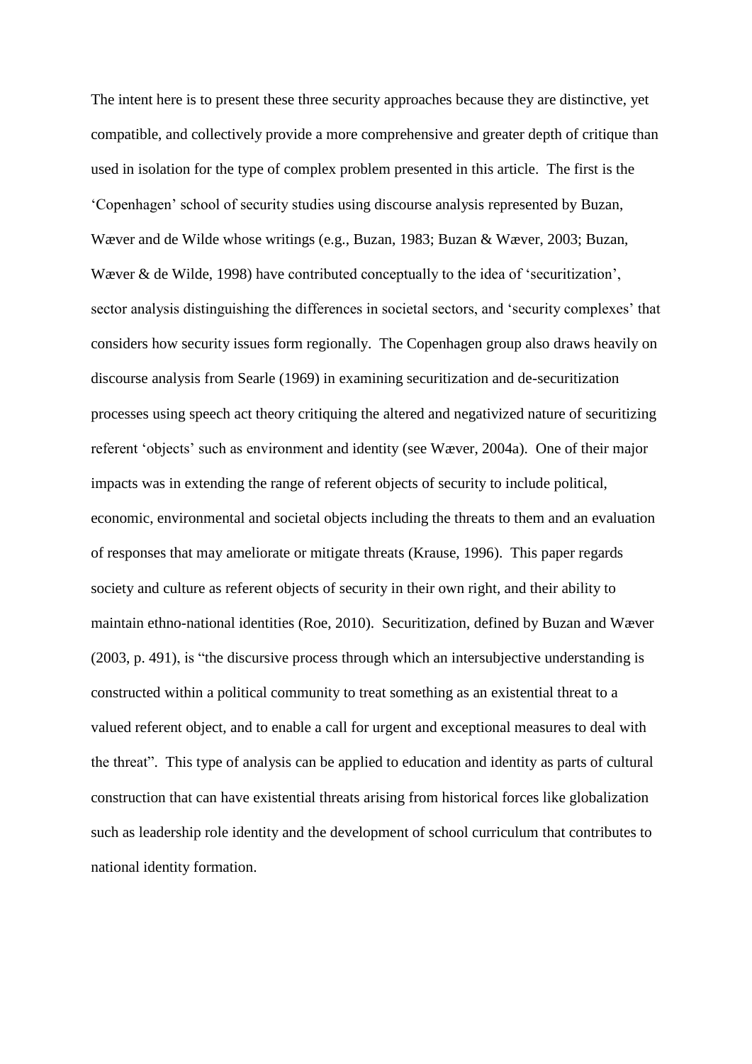The intent here is to present these three security approaches because they are distinctive, yet compatible, and collectively provide a more comprehensive and greater depth of critique than used in isolation for the type of complex problem presented in this article. The first is the 'Copenhagen' school of security studies using discourse analysis represented by Buzan, Wæver and de Wilde whose writings (e.g., Buzan, 1983; Buzan & Wæver, 2003; Buzan, Wæver & de Wilde, 1998) have contributed conceptually to the idea of 'securitization', sector analysis distinguishing the differences in societal sectors, and 'security complexes' that considers how security issues form regionally. The Copenhagen group also draws heavily on discourse analysis from Searle (1969) in examining securitization and de-securitization processes using speech act theory critiquing the altered and negativized nature of securitizing referent 'objects' such as environment and identity (see Wæver, 2004a). One of their major impacts was in extending the range of referent objects of security to include political, economic, environmental and societal objects including the threats to them and an evaluation of responses that may ameliorate or mitigate threats (Krause, 1996). This paper regards society and culture as referent objects of security in their own right, and their ability to maintain ethno-national identities (Roe, 2010). Securitization, defined by Buzan and Wæver (2003, p. 491), is "the discursive process through which an intersubjective understanding is constructed within a political community to treat something as an existential threat to a valued referent object, and to enable a call for urgent and exceptional measures to deal with the threat". This type of analysis can be applied to education and identity as parts of cultural construction that can have existential threats arising from historical forces like globalization such as leadership role identity and the development of school curriculum that contributes to national identity formation.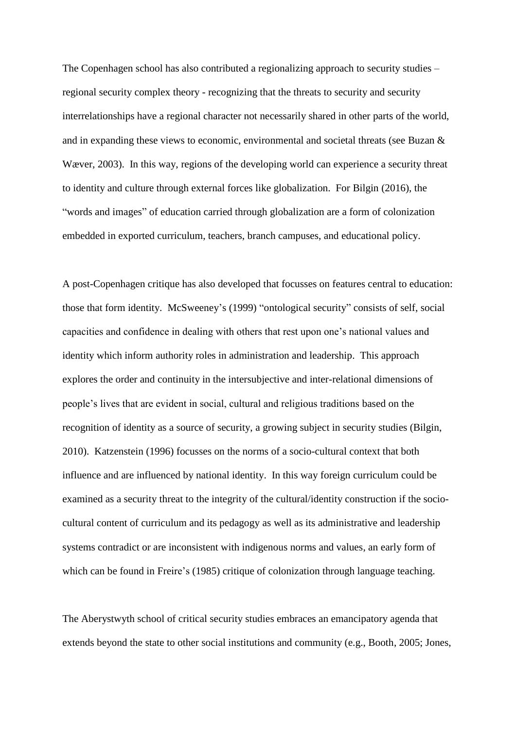The Copenhagen school has also contributed a regionalizing approach to security studies – regional security complex theory - recognizing that the threats to security and security interrelationships have a regional character not necessarily shared in other parts of the world, and in expanding these views to economic, environmental and societal threats (see Buzan & Wæver, 2003). In this way, regions of the developing world can experience a security threat to identity and culture through external forces like globalization. For Bilgin (2016), the "words and images" of education carried through globalization are a form of colonization embedded in exported curriculum, teachers, branch campuses, and educational policy.

A post-Copenhagen critique has also developed that focusses on features central to education: those that form identity. McSweeney's (1999) "ontological security" consists of self, social capacities and confidence in dealing with others that rest upon one's national values and identity which inform authority roles in administration and leadership. This approach explores the order and continuity in the intersubjective and inter-relational dimensions of people's lives that are evident in social, cultural and religious traditions based on the recognition of identity as a source of security, a growing subject in security studies (Bilgin, 2010). Katzenstein (1996) focusses on the norms of a socio-cultural context that both influence and are influenced by national identity. In this way foreign curriculum could be examined as a security threat to the integrity of the cultural/identity construction if the socio-cultural content of curriculum and its pedagogy as well as its administrative and leadership systems contradict or are inconsistent with indigenous norms and values, an early form of which can be found in Freire's (1985) critique of colonization through language teaching.

The Aberystwyth school of critical security studies embraces an emancipatory agenda that extends beyond the state to other social institutions and community (e.g., Booth, 2005; Jones,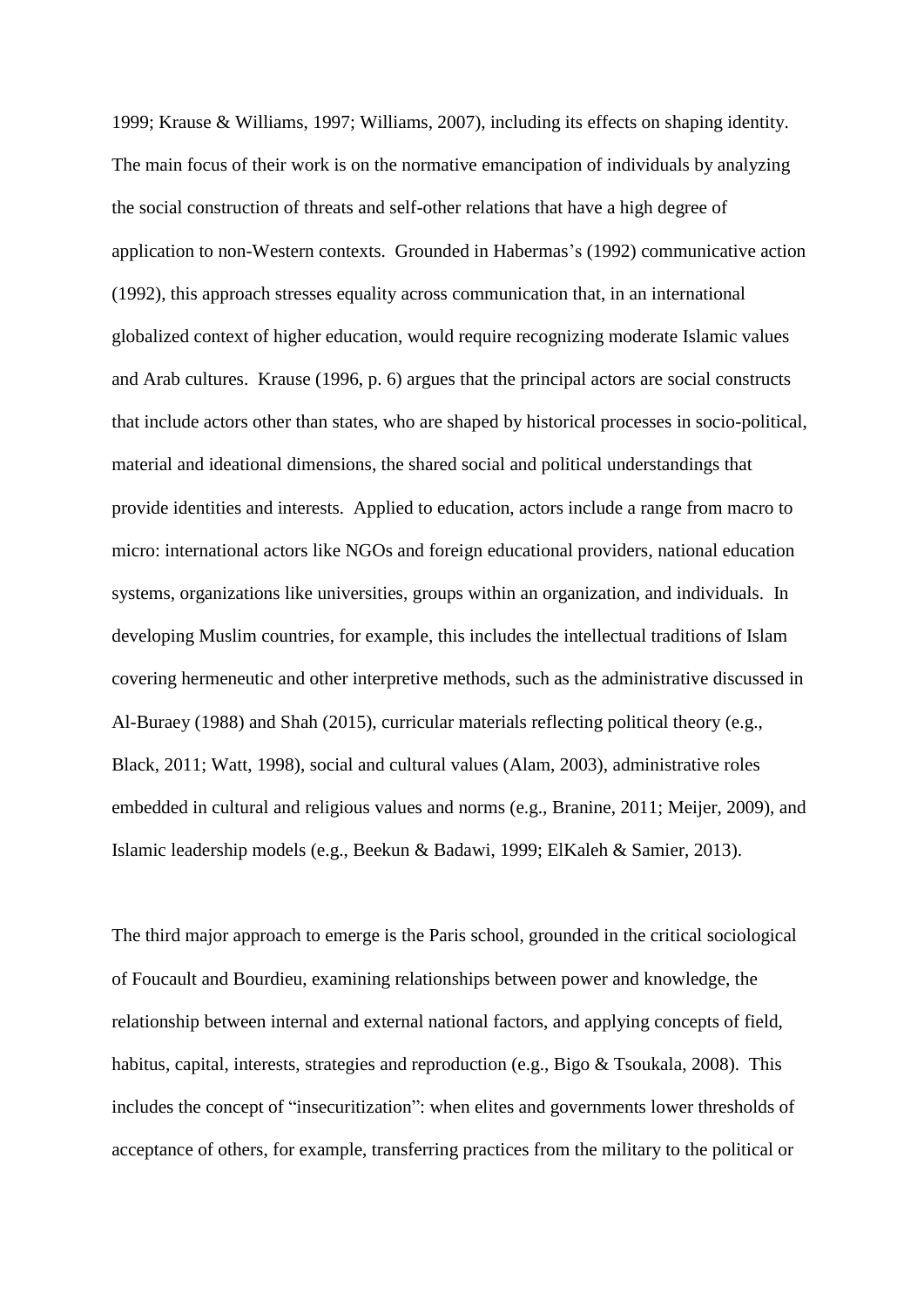1999; Krause & Williams, 1997; Williams, 2007), including its effects on shaping identity. The main focus of their work is on the normative emancipation of individuals by analyzing the social construction of threats and self-other relations that have a high degree of application to non-Western contexts. Grounded in Habermas's (1992) communicative action (1992), this approach stresses equality across communication that, in an international globalized context of higher education, would require recognizing moderate Islamic values and Arab cultures. Krause (1996, p. 6) argues that the principal actors are social constructs that include actors other than states, who are shaped by historical processes in socio-political, material and ideational dimensions, the shared social and political understandings that provide identities and interests. Applied to education, actors include a range from macro to micro: international actors like NGOs and foreign educational providers, national education systems, organizations like universities, groups within an organization, and individuals. In developing Muslim countries, for example, this includes the intellectual traditions of Islam covering hermeneutic and other interpretive methods, such as the administrative discussed in Al-Buraey (1988) and Shah (2015), curricular materials reflecting political theory (e.g., Black, 2011; Watt, 1998), social and cultural values (Alam, 2003), administrative roles embedded in cultural and religious values and norms (e.g., Branine, 2011; Meijer, 2009), and Islamic leadership models (e.g., Beekun & Badawi, 1999; ElKaleh & Samier, 2013).

The third major approach to emerge is the Paris school, grounded in the critical sociological of Foucault and Bourdieu, examining relationships between power and knowledge, the relationship between internal and external national factors, and applying concepts of field, habitus, capital, interests, strategies and reproduction (e.g., Bigo & Tsoukala, 2008). This includes the concept of "insecuritization": when elites and governments lower thresholds of acceptance of others, for example, transferring practices from the military to the political or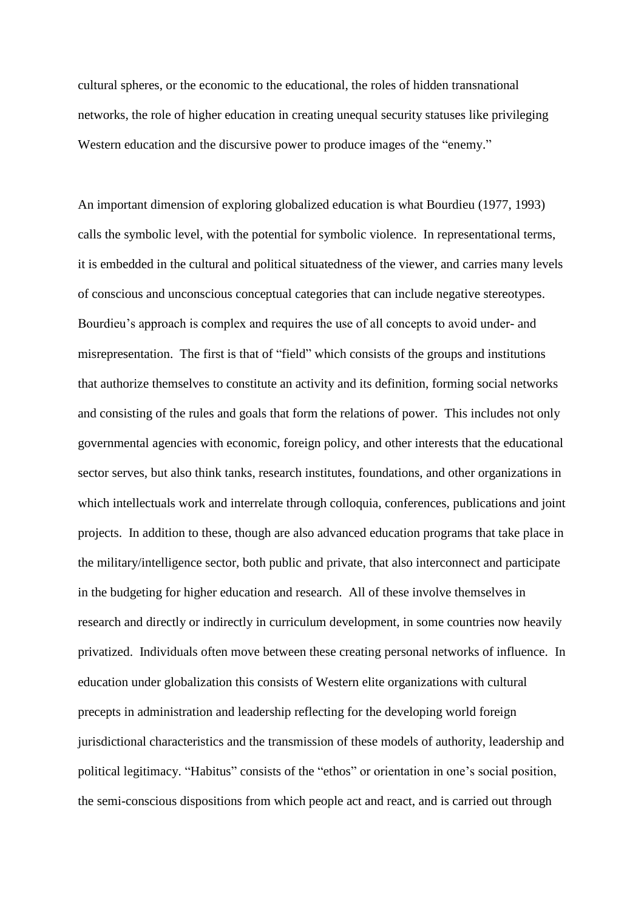cultural spheres, or the economic to the educational, the roles of hidden transnational networks, the role of higher education in creating unequal security statuses like privileging Western education and the discursive power to produce images of the "enemy."

An important dimension of exploring globalized education is what Bourdieu (1977, 1993) calls the symbolic level, with the potential for symbolic violence. In representational terms, it is embedded in the cultural and political situatedness of the viewer, and carries many levels of conscious and unconscious conceptual categories that can include negative stereotypes. Bourdieu's approach is complex and requires the use of all concepts to avoid under- and misrepresentation. The first is that of "field" which consists of the groups and institutions that authorize themselves to constitute an activity and its definition, forming social networks and consisting of the rules and goals that form the relations of power. This includes not only governmental agencies with economic, foreign policy, and other interests that the educational sector serves, but also think tanks, research institutes, foundations, and other organizations in which intellectuals work and interrelate through colloquia, conferences, publications and joint projects. In addition to these, though are also advanced education programs that take place in the military/intelligence sector, both public and private, that also interconnect and participate in the budgeting for higher education and research. All of these involve themselves in research and directly or indirectly in curriculum development, in some countries now heavily privatized. Individuals often move between these creating personal networks of influence. In education under globalization this consists of Western elite organizations with cultural precepts in administration and leadership reflecting for the developing world foreign jurisdictional characteristics and the transmission of these models of authority, leadership and political legitimacy. "Habitus" consists of the "ethos" or orientation in one's social position, the semi-conscious dispositions from which people act and react, and is carried out through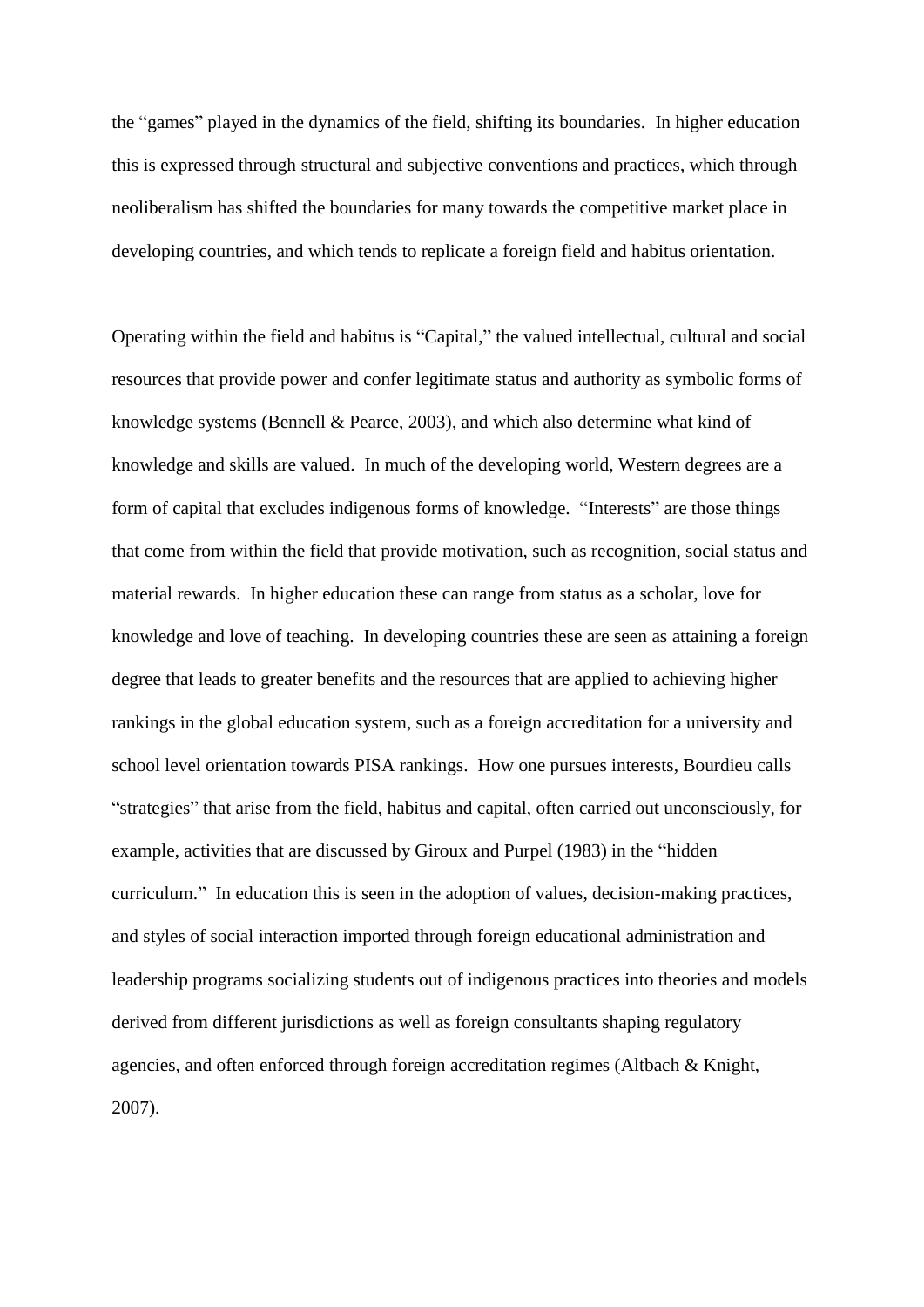the "games" played in the dynamics of the field, shifting its boundaries. In higher education this is expressed through structural and subjective conventions and practices, which through neoliberalism has shifted the boundaries for many towards the competitive market place in developing countries, and which tends to replicate a foreign field and habitus orientation.

Operating within the field and habitus is "Capital," the valued intellectual, cultural and social resources that provide power and confer legitimate status and authority as symbolic forms of knowledge systems (Bennell & Pearce, 2003), and which also determine what kind of knowledge and skills are valued. In much of the developing world, Western degrees are a form of capital that excludes indigenous forms of knowledge. "Interests" are those things that come from within the field that provide motivation, such as recognition, social status and material rewards. In higher education these can range from status as a scholar, love for knowledge and love of teaching. In developing countries these are seen as attaining a foreign degree that leads to greater benefits and the resources that are applied to achieving higher rankings in the global education system, such as a foreign accreditation for a university and school level orientation towards PISA rankings. How one pursues interests, Bourdieu calls "strategies" that arise from the field, habitus and capital, often carried out unconsciously, for example, activities that are discussed by Giroux and Purpel (1983) in the "hidden curriculum." In education this is seen in the adoption of values, decision-making practices, and styles of social interaction imported through foreign educational administration and leadership programs socializing students out of indigenous practices into theories and models derived from different jurisdictions as well as foreign consultants shaping regulatory agencies, and often enforced through foreign accreditation regimes (Altbach & Knight, 2007).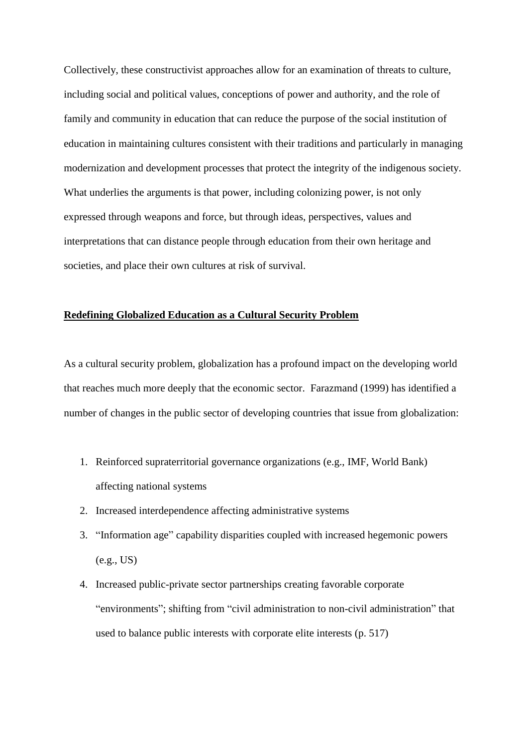Collectively, these constructivist approaches allow for an examination of threats to culture, including social and political values, conceptions of power and authority, and the role of family and community in education that can reduce the purpose of the social institution of education in maintaining cultures consistent with their traditions and particularly in managing modernization and development processes that protect the integrity of the indigenous society. What underlies the arguments is that power, including colonizing power, is not only expressed through weapons and force, but through ideas, perspectives, values and interpretations that can distance people through education from their own heritage and societies, and place their own cultures at risk of survival.

## Redefining Globalized Education as a Cultural Security Problem

As a cultural security problem, globalization has a profound impact on the developing world that reaches much more deeply that the economic sector. Farazmand (1999) has identified a number of changes in the public sector of developing countries that issue from globalization:

1. Reinforced supraterritorial governance organizations (e.g., IMF, World Bank) affecting national systems
2. Increased interdependence affecting administrative systems
3. "Information age" capability disparities coupled with increased hegemonic powers (e.g., US)
4. Increased public-private sector partnerships creating favorable corporate "environments"; shifting from "civil administration to non-civil administration" that used to balance public interests with corporate elite interests (p. 517)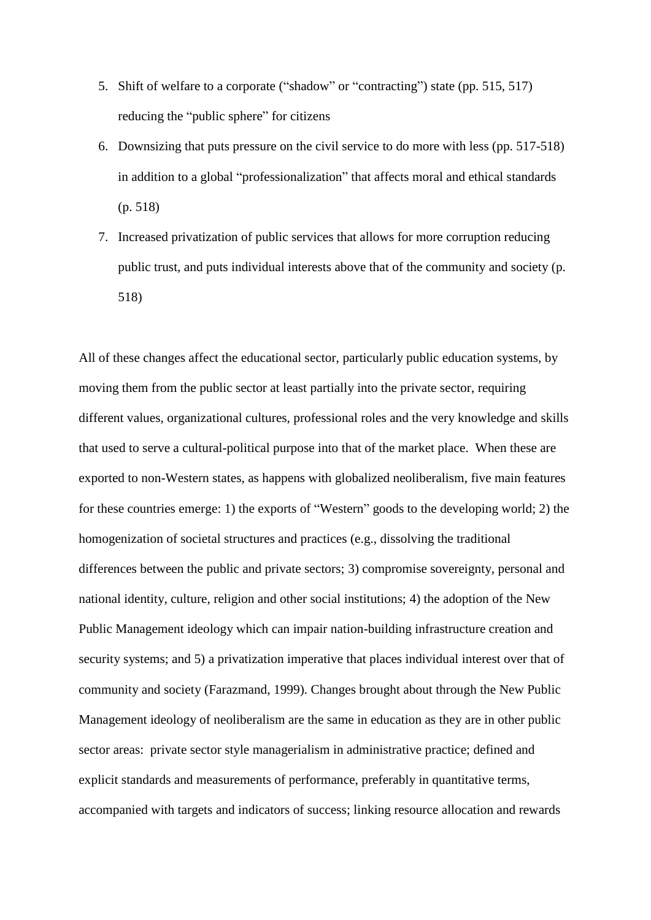5. Shift of welfare to a corporate ("shadow" or "contracting") state (pp. 515, 517) reducing the "public sphere" for citizens
6. Downsizing that puts pressure on the civil service to do more with less (pp. 517-518) in addition to a global "professionalization" that affects moral and ethical standards (p. 518)
7. Increased privatization of public services that allows for more corruption reducing public trust, and puts individual interests above that of the community and society (p. 518)

All of these changes affect the educational sector, particularly public education systems, by moving them from the public sector at least partially into the private sector, requiring different values, organizational cultures, professional roles and the very knowledge and skills that used to serve a cultural-political purpose into that of the market place. When these are exported to non-Western states, as happens with globalized neoliberalism, five main features for these countries emerge: 1) the exports of "Western" goods to the developing world; 2) the homogenization of societal structures and practices (e.g., dissolving the traditional differences between the public and private sectors; 3) compromise sovereignty, personal and national identity, culture, religion and other social institutions; 4) the adoption of the New Public Management ideology which can impair nation-building infrastructure creation and security systems; and 5) a privatization imperative that places individual interest over that of community and society (Farazmand, 1999). Changes brought about through the New Public Management ideology of neoliberalism are the same in education as they are in other public sector areas: private sector style managerialism in administrative practice; defined and explicit standards and measurements of performance, preferably in quantitative terms, accompanied with targets and indicators of success; linking resource allocation and rewards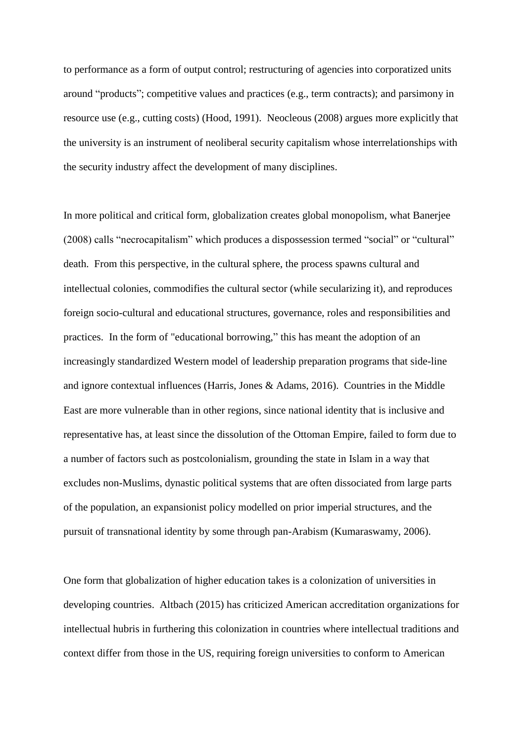to performance as a form of output control; restructuring of agencies into corporatized units around "products"; competitive values and practices (e.g., term contracts); and parsimony in resource use (e.g., cutting costs) (Hood, 1991). Neocleous (2008) argues more explicitly that the university is an instrument of neoliberal security capitalism whose interrelationships with the security industry affect the development of many disciplines.

In more political and critical form, globalization creates global monopolism, what Banerjee (2008) calls "necrocapitalism" which produces a dispossession termed "social" or "cultural" death. From this perspective, in the cultural sphere, the process spawns cultural and intellectual colonies, commodifies the cultural sector (while secularizing it), and reproduces foreign socio-cultural and educational structures, governance, roles and responsibilities and practices. In the form of "educational borrowing," this has meant the adoption of an increasingly standardized Western model of leadership preparation programs that side-line and ignore contextual influences (Harris, Jones & Adams, 2016). Countries in the Middle East are more vulnerable than in other regions, since national identity that is inclusive and representative has, at least since the dissolution of the Ottoman Empire, failed to form due to a number of factors such as postcolonialism, grounding the state in Islam in a way that excludes non-Muslims, dynastic political systems that are often dissociated from large parts of the population, an expansionist policy modelled on prior imperial structures, and the pursuit of transnational identity by some through pan-Arabism (Kumaraswamy, 2006).

One form that globalization of higher education takes is a colonization of universities in developing countries. Altbach (2015) has criticized American accreditation organizations for intellectual hubris in furthering this colonization in countries where intellectual traditions and context differ from those in the US, requiring foreign universities to conform to American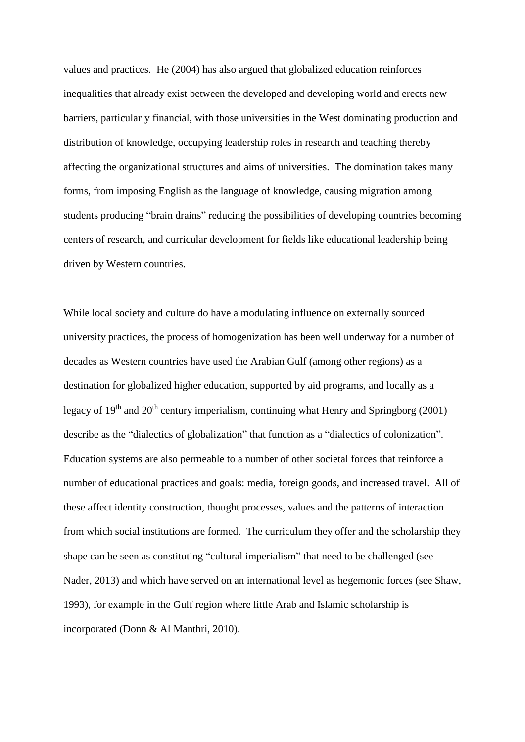values and practices. He (2004) has also argued that globalized education reinforces inequalities that already exist between the developed and developing world and erects new barriers, particularly financial, with those universities in the West dominating production and distribution of knowledge, occupying leadership roles in research and teaching thereby affecting the organizational structures and aims of universities. The domination takes many forms, from imposing English as the language of knowledge, causing migration among students producing "brain drains" reducing the possibilities of developing countries becoming centers of research, and curricular development for fields like educational leadership being driven by Western countries.

While local society and culture do have a modulating influence on externally sourced university practices, the process of homogenization has been well underway for a number of decades as Western countries have used the Arabian Gulf (among other regions) as a destination for globalized higher education, supported by aid programs, and locally as a legacy of 19th and 20th century imperialism, continuing what Henry and Springborg (2001) describe as the "dialectics of globalization" that function as a "dialectics of colonization". Education systems are also permeable to a number of other societal forces that reinforce a number of educational practices and goals: media, foreign goods, and increased travel. All of these affect identity construction, thought processes, values and the patterns of interaction from which social institutions are formed. The curriculum they offer and the scholarship they shape can be seen as constituting "cultural imperialism" that need to be challenged (see Nader, 2013) and which have served on an international level as hegemonic forces (see Shaw, 1993), for example in the Gulf region where little Arab and Islamic scholarship is incorporated (Donn & Al Manthri, 2010).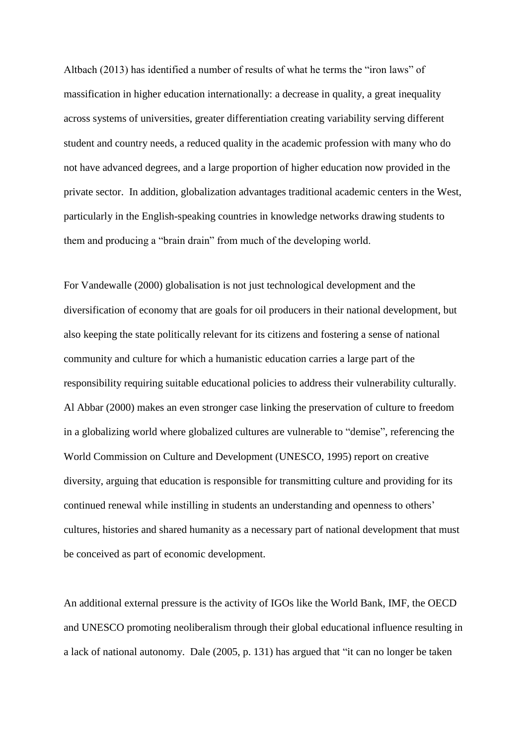Altbach (2013) has identified a number of results of what he terms the "iron laws" of massification in higher education internationally: a decrease in quality, a great inequality across systems of universities, greater differentiation creating variability serving different student and country needs, a reduced quality in the academic profession with many who do not have advanced degrees, and a large proportion of higher education now provided in the private sector. In addition, globalization advantages traditional academic centers in the West, particularly in the English-speaking countries in knowledge networks drawing students to them and producing a "brain drain" from much of the developing world.

For Vandewalle (2000) globalisation is not just technological development and the diversification of economy that are goals for oil producers in their national development, but also keeping the state politically relevant for its citizens and fostering a sense of national community and culture for which a humanistic education carries a large part of the responsibility requiring suitable educational policies to address their vulnerability culturally. Al Abbar (2000) makes an even stronger case linking the preservation of culture to freedom in a globalizing world where globalized cultures are vulnerable to "demise", referencing the World Commission on Culture and Development (UNESCO, 1995) report on creative diversity, arguing that education is responsible for transmitting culture and providing for its continued renewal while instilling in students an understanding and openness to others' cultures, histories and shared humanity as a necessary part of national development that must be conceived as part of economic development.

An additional external pressure is the activity of IGOs like the World Bank, IMF, the OECD and UNESCO promoting neoliberalism through their global educational influence resulting in a lack of national autonomy. Dale (2005, p. 131) has argued that "it can no longer be taken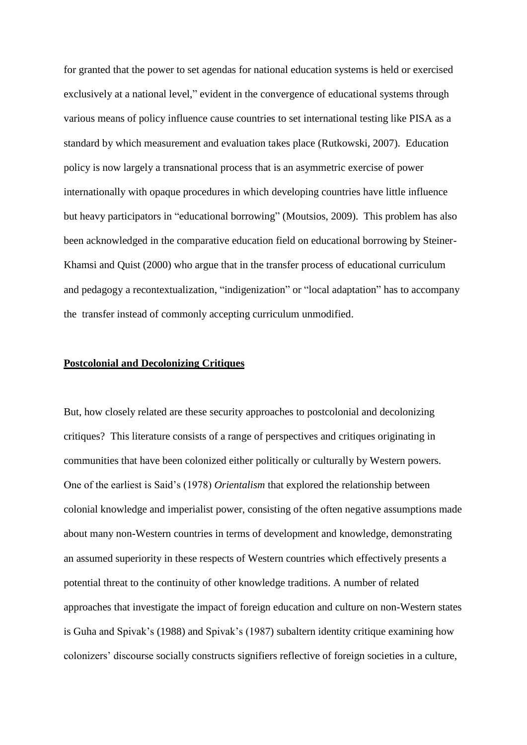for granted that the power to set agendas for national education systems is held or exercised exclusively at a national level," evident in the convergence of educational systems through various means of policy influence cause countries to set international testing like PISA as a standard by which measurement and evaluation takes place (Rutkowski, 2007). Education policy is now largely a transnational process that is an asymmetric exercise of power internationally with opaque procedures in which developing countries have little influence but heavy participators in "educational borrowing" (Moutsios, 2009). This problem has also been acknowledged in the comparative education field on educational borrowing by Steiner-Khamsi and Quist (2000) who argue that in the transfer process of educational curriculum and pedagogy a recontextualization, "indigenization" or "local adaptation" has to accompany the transfer instead of commonly accepting curriculum unmodified.

## Postcolonial and Decolonizing Critiques

But, how closely related are these security approaches to postcolonial and decolonizing critiques? This literature consists of a range of perspectives and critiques originating in communities that have been colonized either politically or culturally by Western powers. One of the earliest is Said's (1978) *Orientalism* that explored the relationship between colonial knowledge and imperialist power, consisting of the often negative assumptions made about many non-Western countries in terms of development and knowledge, demonstrating an assumed superiority in these respects of Western countries which effectively presents a potential threat to the continuity of other knowledge traditions. A number of related approaches that investigate the impact of foreign education and culture on non-Western states is Guha and Spivak's (1988) and Spivak's (1987) subaltern identity critique examining how colonizers' discourse socially constructs signifiers reflective of foreign societies in a culture,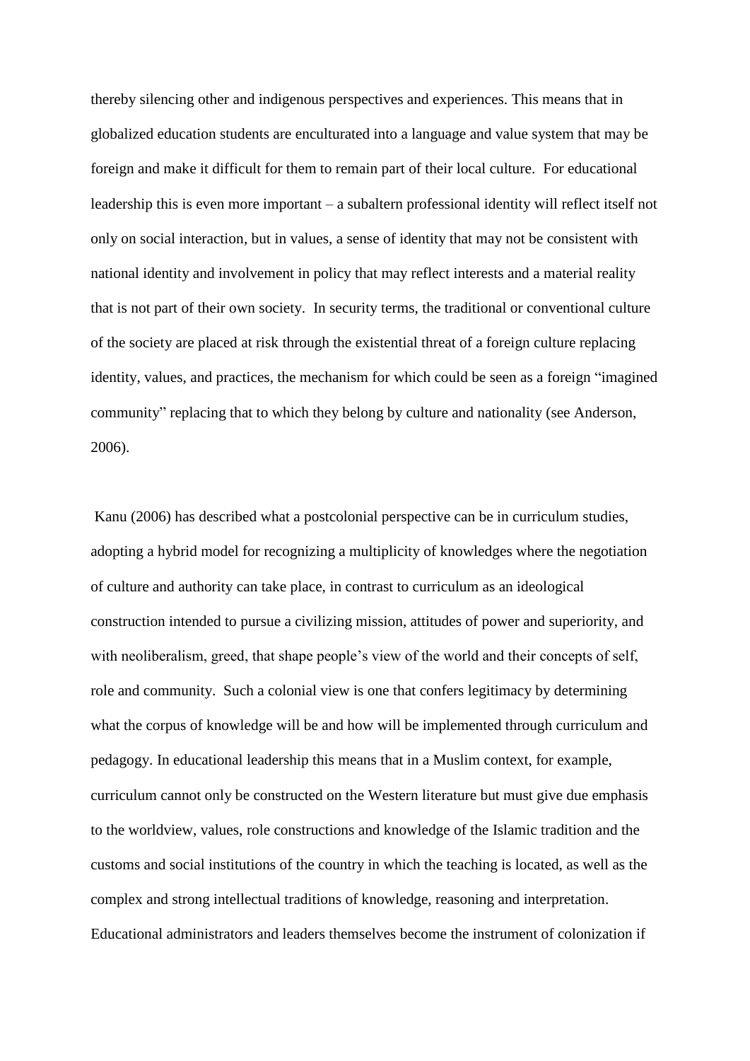thereby silencing other and indigenous perspectives and experiences. This means that in globalized education students are enculturated into a language and value system that may be foreign and make it difficult for them to remain part of their local culture. For educational leadership this is even more important – a subaltern professional identity will reflect itself not only on social interaction, but in values, a sense of identity that may not be consistent with national identity and involvement in policy that may reflect interests and a material reality that is not part of their own society. In security terms, the traditional or conventional culture of the society are placed at risk through the existential threat of a foreign culture replacing identity, values, and practices, the mechanism for which could be seen as a foreign "imagined community" replacing that to which they belong by culture and nationality (see Anderson, 2006).

Kanu (2006) has described what a postcolonial perspective can be in curriculum studies, adopting a hybrid model for recognizing a multiplicity of knowledges where the negotiation of culture and authority can take place, in contrast to curriculum as an ideological construction intended to pursue a civilizing mission, attitudes of power and superiority, and with neoliberalism, greed, that shape people's view of the world and their concepts of self, role and community. Such a colonial view is one that confers legitimacy by determining what the corpus of knowledge will be and how will be implemented through curriculum and pedagogy. In educational leadership this means that in a Muslim context, for example, curriculum cannot only be constructed on the Western literature but must give due emphasis to the worldview, values, role constructions and knowledge of the Islamic tradition and the customs and social institutions of the country in which the teaching is located, as well as the complex and strong intellectual traditions of knowledge, reasoning and interpretation. Educational administrators and leaders themselves become the instrument of colonization if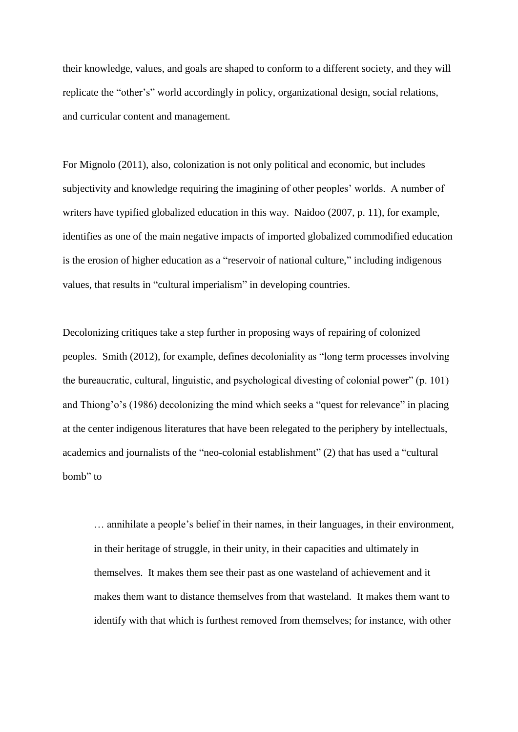their knowledge, values, and goals are shaped to conform to a different society, and they will replicate the "other's" world accordingly in policy, organizational design, social relations, and curricular content and management.

For Mignolo (2011), also, colonization is not only political and economic, but includes subjectivity and knowledge requiring the imagining of other peoples' worlds. A number of writers have typified globalized education in this way. Naidoo (2007, p. 11), for example, identifies as one of the main negative impacts of imported globalized commodified education is the erosion of higher education as a "reservoir of national culture," including indigenous values, that results in "cultural imperialism" in developing countries.

Decolonizing critiques take a step further in proposing ways of repairing of colonized peoples. Smith (2012), for example, defines decoloniality as "long term processes involving the bureaucratic, cultural, linguistic, and psychological divesting of colonial power" (p. 101) and Thiong'o's (1986) decolonizing the mind which seeks a "quest for relevance" in placing at the center indigenous literatures that have been relegated to the periphery by intellectuals, academics and journalists of the "neo-colonial establishment" (2) that has used a "cultural bomb" to

> … annihilate a people's belief in their names, in their languages, in their environment, in their heritage of struggle, in their unity, in their capacities and ultimately in themselves. It makes them see their past as one wasteland of achievement and it makes them want to distance themselves from that wasteland. It makes them want to identify with that which is furthest removed from themselves; for instance, with other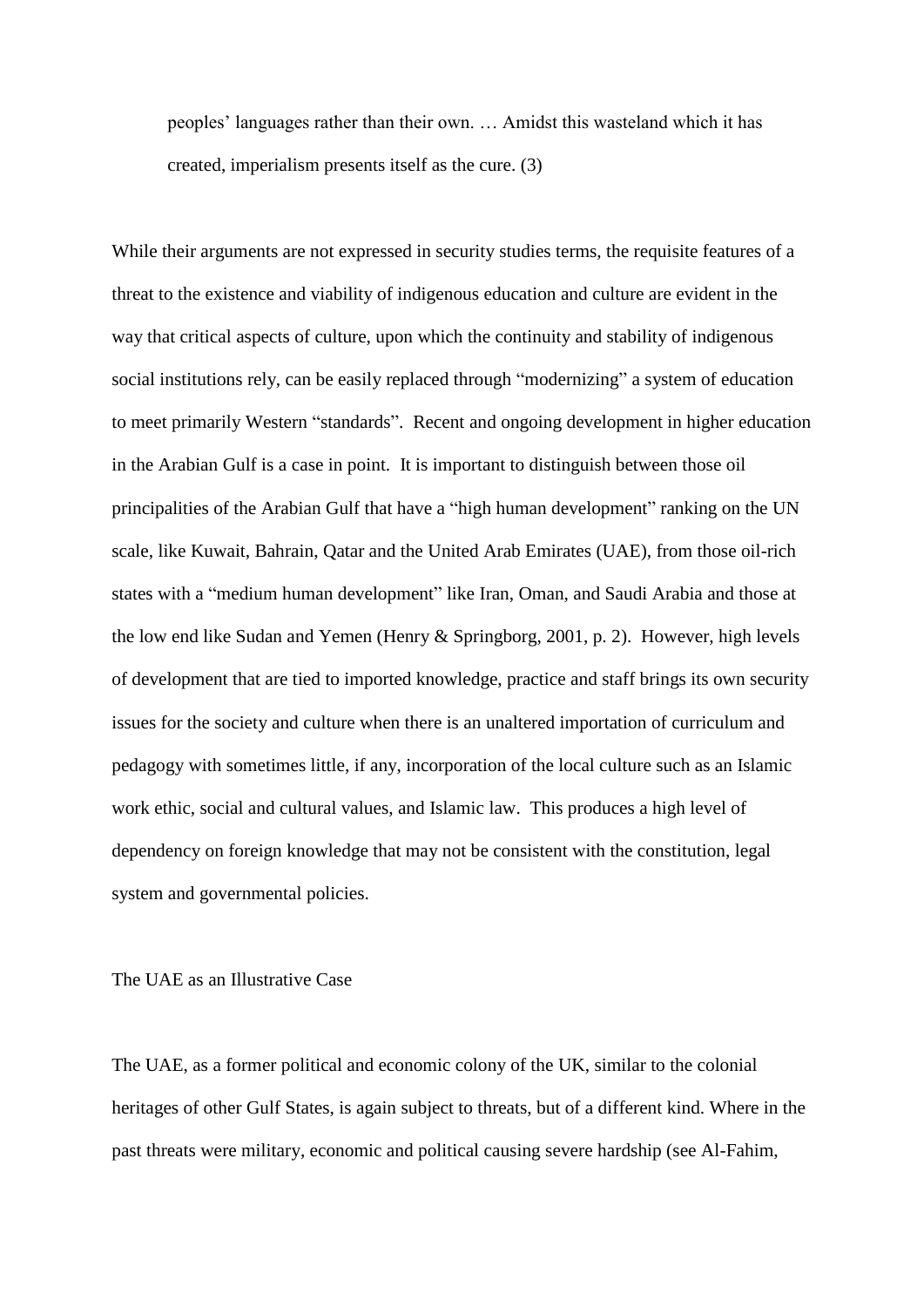> peoples' languages rather than their own. … Amidst this wasteland which it has created, imperialism presents itself as the cure. (3)

While their arguments are not expressed in security studies terms, the requisite features of a threat to the existence and viability of indigenous education and culture are evident in the way that critical aspects of culture, upon which the continuity and stability of indigenous social institutions rely, can be easily replaced through "modernizing" a system of education to meet primarily Western "standards". Recent and ongoing development in higher education in the Arabian Gulf is a case in point. It is important to distinguish between those oil principalities of the Arabian Gulf that have a "high human development" ranking on the UN scale, like Kuwait, Bahrain, Qatar and the United Arab Emirates (UAE), from those oil-rich states with a "medium human development" like Iran, Oman, and Saudi Arabia and those at the low end like Sudan and Yemen (Henry & Springborg, 2001, p. 2). However, high levels of development that are tied to imported knowledge, practice and staff brings its own security issues for the society and culture when there is an unaltered importation of curriculum and pedagogy with sometimes little, if any, incorporation of the local culture such as an Islamic work ethic, social and cultural values, and Islamic law. This produces a high level of dependency on foreign knowledge that may not be consistent with the constitution, legal system and governmental policies.

## The UAE as an Illustrative Case

The UAE, as a former political and economic colony of the UK, similar to the colonial heritages of other Gulf States, is again subject to threats, but of a different kind. Where in the past threats were military, economic and political causing severe hardship (see Al-Fahim,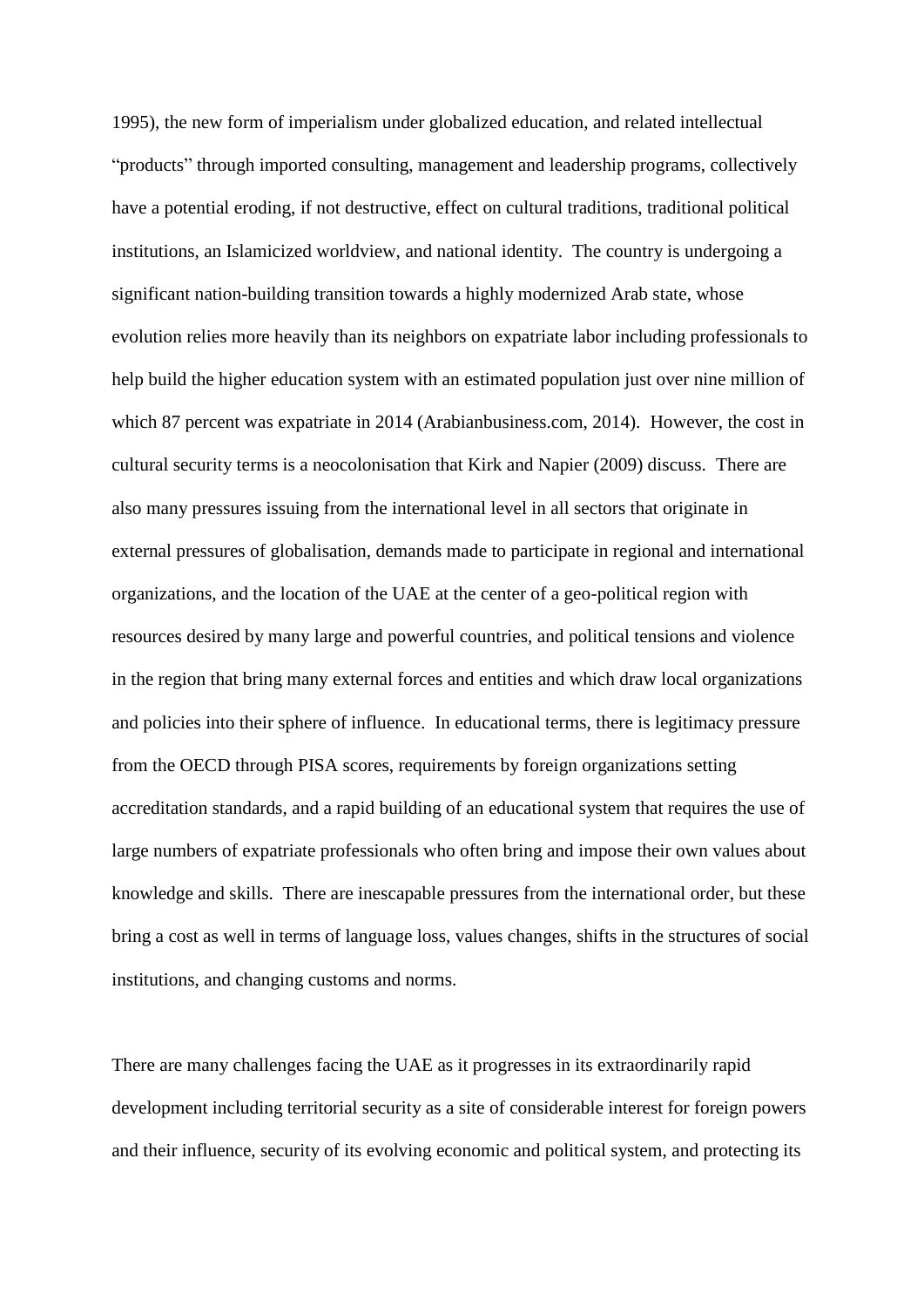1995), the new form of imperialism under globalized education, and related intellectual "products" through imported consulting, management and leadership programs, collectively have a potential eroding, if not destructive, effect on cultural traditions, traditional political institutions, an Islamicized worldview, and national identity. The country is undergoing a significant nation-building transition towards a highly modernized Arab state, whose evolution relies more heavily than its neighbors on expatriate labor including professionals to help build the higher education system with an estimated population just over nine million of which 87 percent was expatriate in 2014 (Arabianbusiness.com, 2014). However, the cost in cultural security terms is a neocolonisation that Kirk and Napier (2009) discuss. There are also many pressures issuing from the international level in all sectors that originate in external pressures of globalisation, demands made to participate in regional and international organizations, and the location of the UAE at the center of a geo-political region with resources desired by many large and powerful countries, and political tensions and violence in the region that bring many external forces and entities and which draw local organizations and policies into their sphere of influence. In educational terms, there is legitimacy pressure from the OECD through PISA scores, requirements by foreign organizations setting accreditation standards, and a rapid building of an educational system that requires the use of large numbers of expatriate professionals who often bring and impose their own values about knowledge and skills. There are inescapable pressures from the international order, but these bring a cost as well in terms of language loss, values changes, shifts in the structures of social institutions, and changing customs and norms.

There are many challenges facing the UAE as it progresses in its extraordinarily rapid development including territorial security as a site of considerable interest for foreign powers and their influence, security of its evolving economic and political system, and protecting its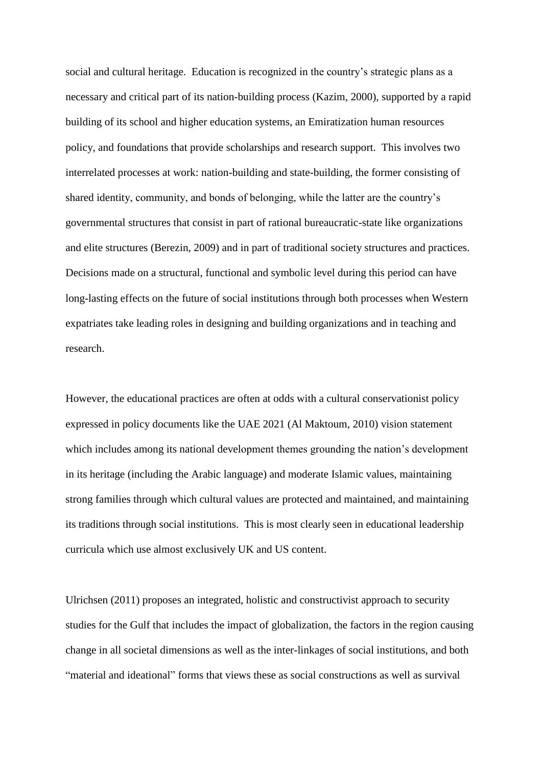social and cultural heritage. Education is recognized in the country's strategic plans as a necessary and critical part of its nation-building process (Kazim, 2000), supported by a rapid building of its school and higher education systems, an Emiratization human resources policy, and foundations that provide scholarships and research support. This involves two interrelated processes at work: nation-building and state-building, the former consisting of shared identity, community, and bonds of belonging, while the latter are the country's governmental structures that consist in part of rational bureaucratic-state like organizations and elite structures (Berezin, 2009) and in part of traditional society structures and practices. Decisions made on a structural, functional and symbolic level during this period can have long-lasting effects on the future of social institutions through both processes when Western expatriates take leading roles in designing and building organizations and in teaching and research.

However, the educational practices are often at odds with a cultural conservationist policy expressed in policy documents like the UAE 2021 (Al Maktoum, 2010) vision statement which includes among its national development themes grounding the nation's development in its heritage (including the Arabic language) and moderate Islamic values, maintaining strong families through which cultural values are protected and maintained, and maintaining its traditions through social institutions. This is most clearly seen in educational leadership curricula which use almost exclusively UK and US content.

Ulrichsen (2011) proposes an integrated, holistic and constructivist approach to security studies for the Gulf that includes the impact of globalization, the factors in the region causing change in all societal dimensions as well as the inter-linkages of social institutions, and both "material and ideational" forms that views these as social constructions as well as survival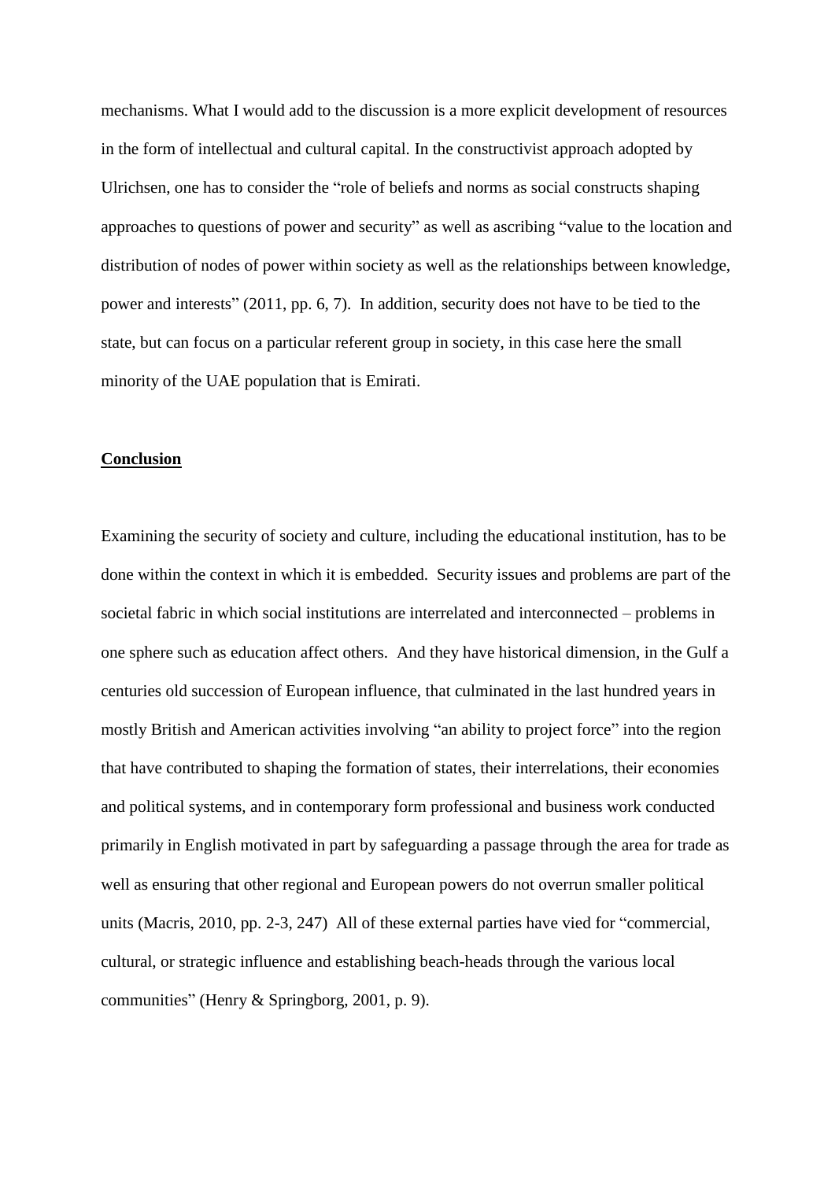mechanisms. What I would add to the discussion is a more explicit development of resources in the form of intellectual and cultural capital. In the constructivist approach adopted by Ulrichsen, one has to consider the "role of beliefs and norms as social constructs shaping approaches to questions of power and security" as well as ascribing "value to the location and distribution of nodes of power within society as well as the relationships between knowledge, power and interests" (2011, pp. 6, 7). In addition, security does not have to be tied to the state, but can focus on a particular referent group in society, in this case here the small minority of the UAE population that is Emirati.

**Conclusion**

Examining the security of society and culture, including the educational institution, has to be done within the context in which it is embedded. Security issues and problems are part of the societal fabric in which social institutions are interrelated and interconnected – problems in one sphere such as education affect others. And they have historical dimension, in the Gulf a centuries old succession of European influence, that culminated in the last hundred years in mostly British and American activities involving "an ability to project force" into the region that have contributed to shaping the formation of states, their interrelations, their economies and political systems, and in contemporary form professional and business work conducted primarily in English motivated in part by safeguarding a passage through the area for trade as well as ensuring that other regional and European powers do not overrun smaller political units (Macris, 2010, pp. 2-3, 247) All of these external parties have vied for "commercial, cultural, or strategic influence and establishing beach-heads through the various local communities" (Henry & Springborg, 2001, p. 9).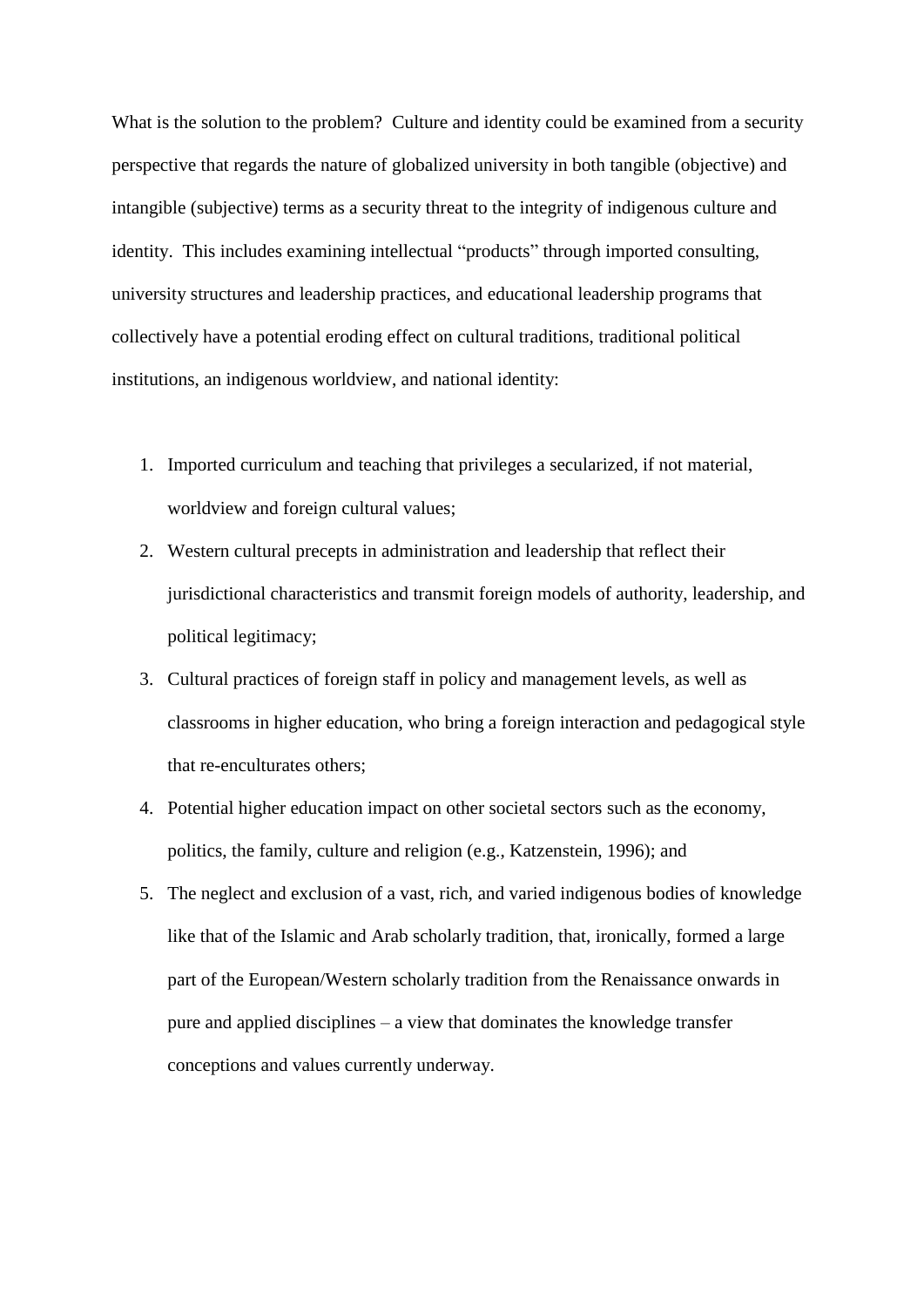What is the solution to the problem? Culture and identity could be examined from a security perspective that regards the nature of globalized university in both tangible (objective) and intangible (subjective) terms as a security threat to the integrity of indigenous culture and identity. This includes examining intellectual "products" through imported consulting, university structures and leadership practices, and educational leadership programs that collectively have a potential eroding effect on cultural traditions, traditional political institutions, an indigenous worldview, and national identity:

1. Imported curriculum and teaching that privileges a secularized, if not material, worldview and foreign cultural values;
2. Western cultural precepts in administration and leadership that reflect their jurisdictional characteristics and transmit foreign models of authority, leadership, and political legitimacy;
3. Cultural practices of foreign staff in policy and management levels, as well as classrooms in higher education, who bring a foreign interaction and pedagogical style that re-enculturates others;
4. Potential higher education impact on other societal sectors such as the economy, politics, the family, culture and religion (e.g., Katzenstein, 1996); and
5. The neglect and exclusion of a vast, rich, and varied indigenous bodies of knowledge like that of the Islamic and Arab scholarly tradition, that, ironically, formed a large part of the European/Western scholarly tradition from the Renaissance onwards in pure and applied disciplines – a view that dominates the knowledge transfer conceptions and values currently underway.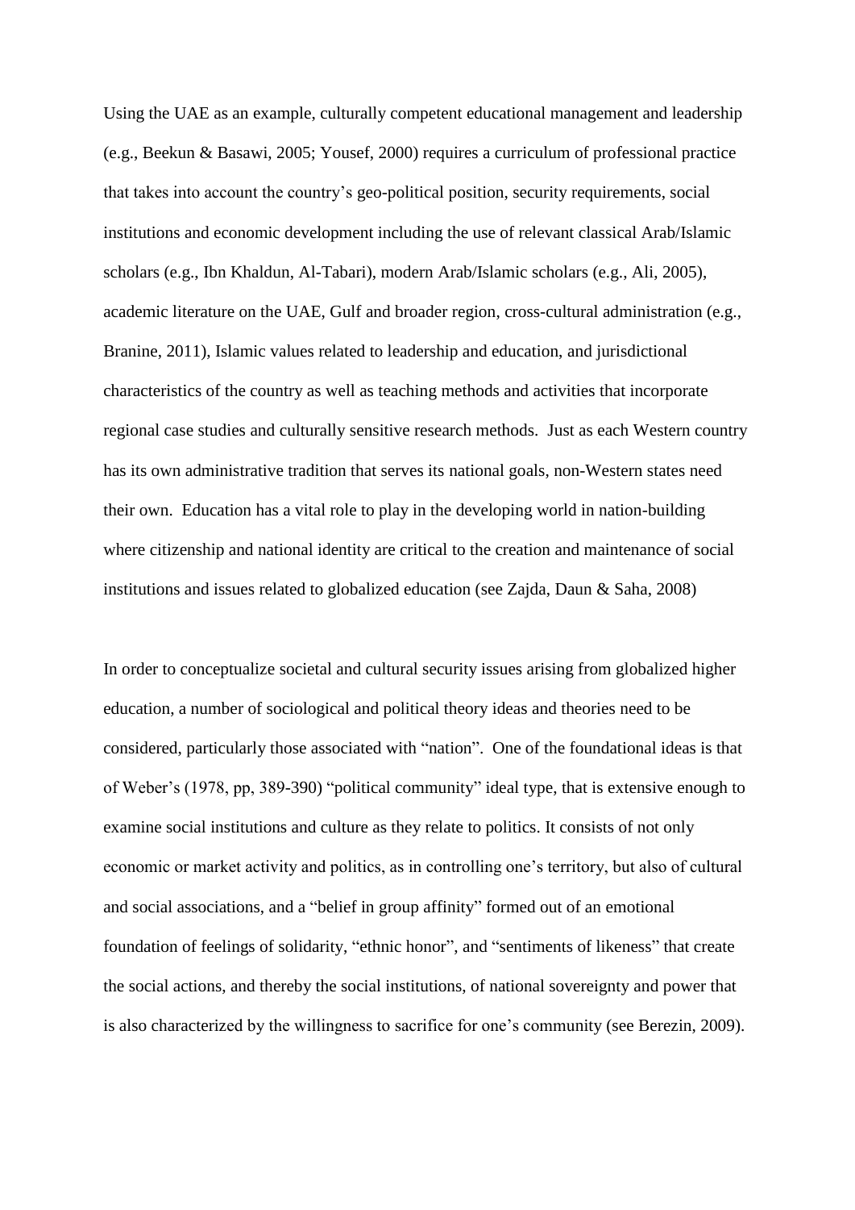Using the UAE as an example, culturally competent educational management and leadership (e.g., Beekun & Basawi, 2005; Yousef, 2000) requires a curriculum of professional practice that takes into account the country's geo-political position, security requirements, social institutions and economic development including the use of relevant classical Arab/Islamic scholars (e.g., Ibn Khaldun, Al-Tabari), modern Arab/Islamic scholars (e.g., Ali, 2005), academic literature on the UAE, Gulf and broader region, cross-cultural administration (e.g., Branine, 2011), Islamic values related to leadership and education, and jurisdictional characteristics of the country as well as teaching methods and activities that incorporate regional case studies and culturally sensitive research methods. Just as each Western country has its own administrative tradition that serves its national goals, non-Western states need their own. Education has a vital role to play in the developing world in nation-building where citizenship and national identity are critical to the creation and maintenance of social institutions and issues related to globalized education (see Zajda, Daun & Saha, 2008)

In order to conceptualize societal and cultural security issues arising from globalized higher education, a number of sociological and political theory ideas and theories need to be considered, particularly those associated with "nation". One of the foundational ideas is that of Weber's (1978, pp, 389-390) "political community" ideal type, that is extensive enough to examine social institutions and culture as they relate to politics. It consists of not only economic or market activity and politics, as in controlling one's territory, but also of cultural and social associations, and a "belief in group affinity" formed out of an emotional foundation of feelings of solidarity, "ethnic honor", and "sentiments of likeness" that create the social actions, and thereby the social institutions, of national sovereignty and power that is also characterized by the willingness to sacrifice for one's community (see Berezin, 2009).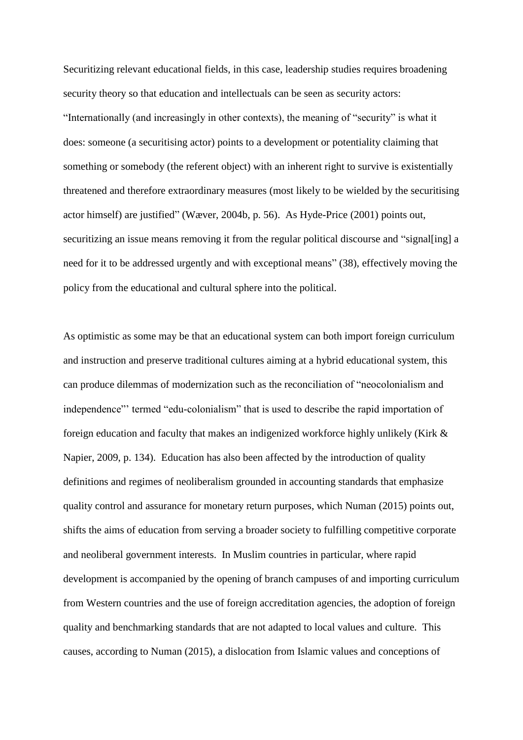Securitizing relevant educational fields, in this case, leadership studies requires broadening security theory so that education and intellectuals can be seen as security actors: "Internationally (and increasingly in other contexts), the meaning of "security" is what it does: someone (a securitising actor) points to a development or potentiality claiming that something or somebody (the referent object) with an inherent right to survive is existentially threatened and therefore extraordinary measures (most likely to be wielded by the securitising actor himself) are justified" (Wæver, 2004b, p. 56). As Hyde-Price (2001) points out, securitizing an issue means removing it from the regular political discourse and "signal[ing] a need for it to be addressed urgently and with exceptional means" (38), effectively moving the policy from the educational and cultural sphere into the political.

As optimistic as some may be that an educational system can both import foreign curriculum and instruction and preserve traditional cultures aiming at a hybrid educational system, this can produce dilemmas of modernization such as the reconciliation of "neocolonialism and independence"' termed "edu-colonialism" that is used to describe the rapid importation of foreign education and faculty that makes an indigenized workforce highly unlikely (Kirk & Napier, 2009, p. 134). Education has also been affected by the introduction of quality definitions and regimes of neoliberalism grounded in accounting standards that emphasize quality control and assurance for monetary return purposes, which Numan (2015) points out, shifts the aims of education from serving a broader society to fulfilling competitive corporate and neoliberal government interests. In Muslim countries in particular, where rapid development is accompanied by the opening of branch campuses of and importing curriculum from Western countries and the use of foreign accreditation agencies, the adoption of foreign quality and benchmarking standards that are not adapted to local values and culture. This causes, according to Numan (2015), a dislocation from Islamic values and conceptions of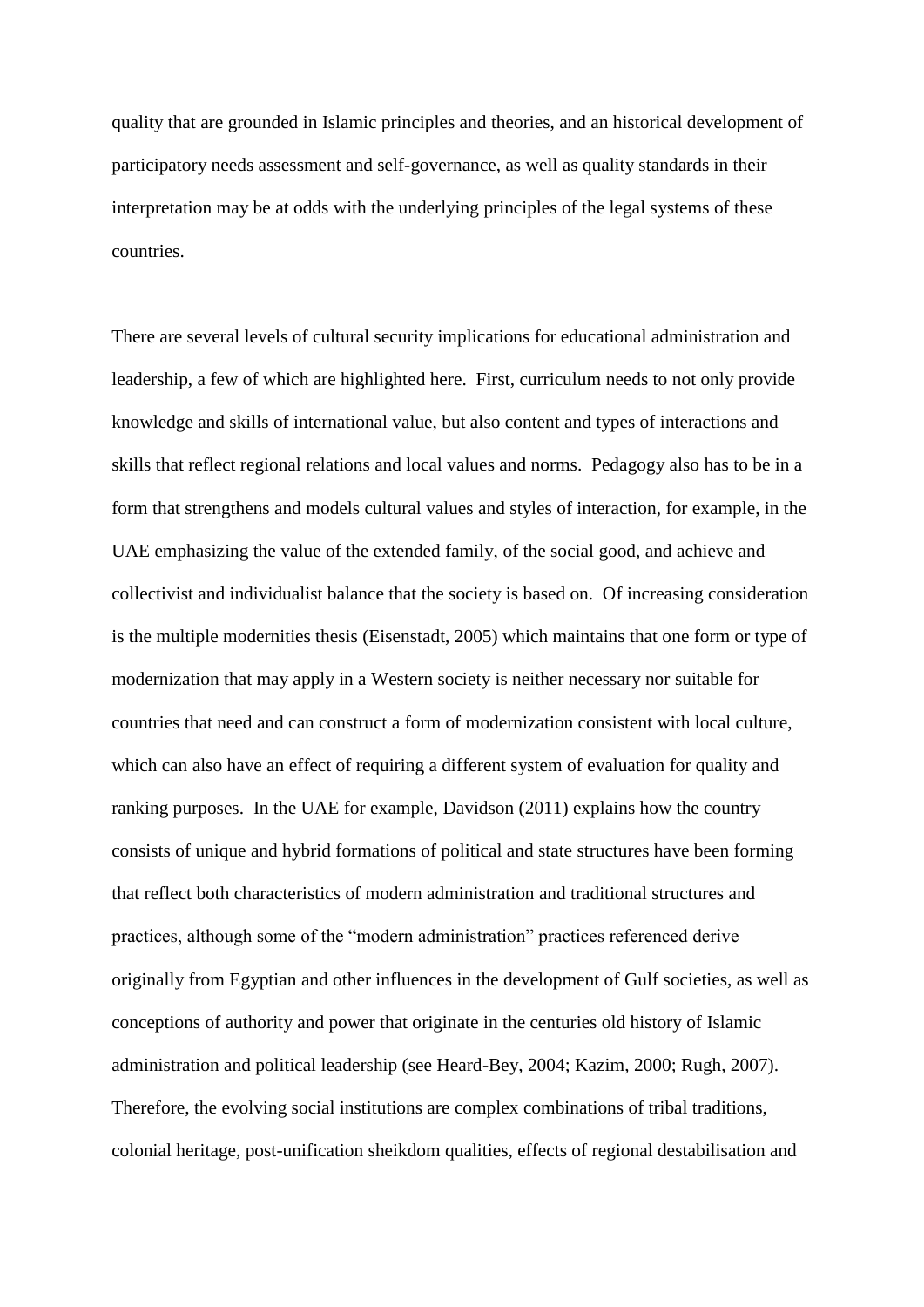quality that are grounded in Islamic principles and theories, and an historical development of participatory needs assessment and self-governance, as well as quality standards in their interpretation may be at odds with the underlying principles of the legal systems of these countries.

There are several levels of cultural security implications for educational administration and leadership, a few of which are highlighted here. First, curriculum needs to not only provide knowledge and skills of international value, but also content and types of interactions and skills that reflect regional relations and local values and norms. Pedagogy also has to be in a form that strengthens and models cultural values and styles of interaction, for example, in the UAE emphasizing the value of the extended family, of the social good, and achieve and collectivist and individualist balance that the society is based on. Of increasing consideration is the multiple modernities thesis (Eisenstadt, 2005) which maintains that one form or type of modernization that may apply in a Western society is neither necessary nor suitable for countries that need and can construct a form of modernization consistent with local culture, which can also have an effect of requiring a different system of evaluation for quality and ranking purposes. In the UAE for example, Davidson (2011) explains how the country consists of unique and hybrid formations of political and state structures have been forming that reflect both characteristics of modern administration and traditional structures and practices, although some of the "modern administration" practices referenced derive originally from Egyptian and other influences in the development of Gulf societies, as well as conceptions of authority and power that originate in the centuries old history of Islamic administration and political leadership (see Heard-Bey, 2004; Kazim, 2000; Rugh, 2007). Therefore, the evolving social institutions are complex combinations of tribal traditions, colonial heritage, post-unification sheikdom qualities, effects of regional destabilisation and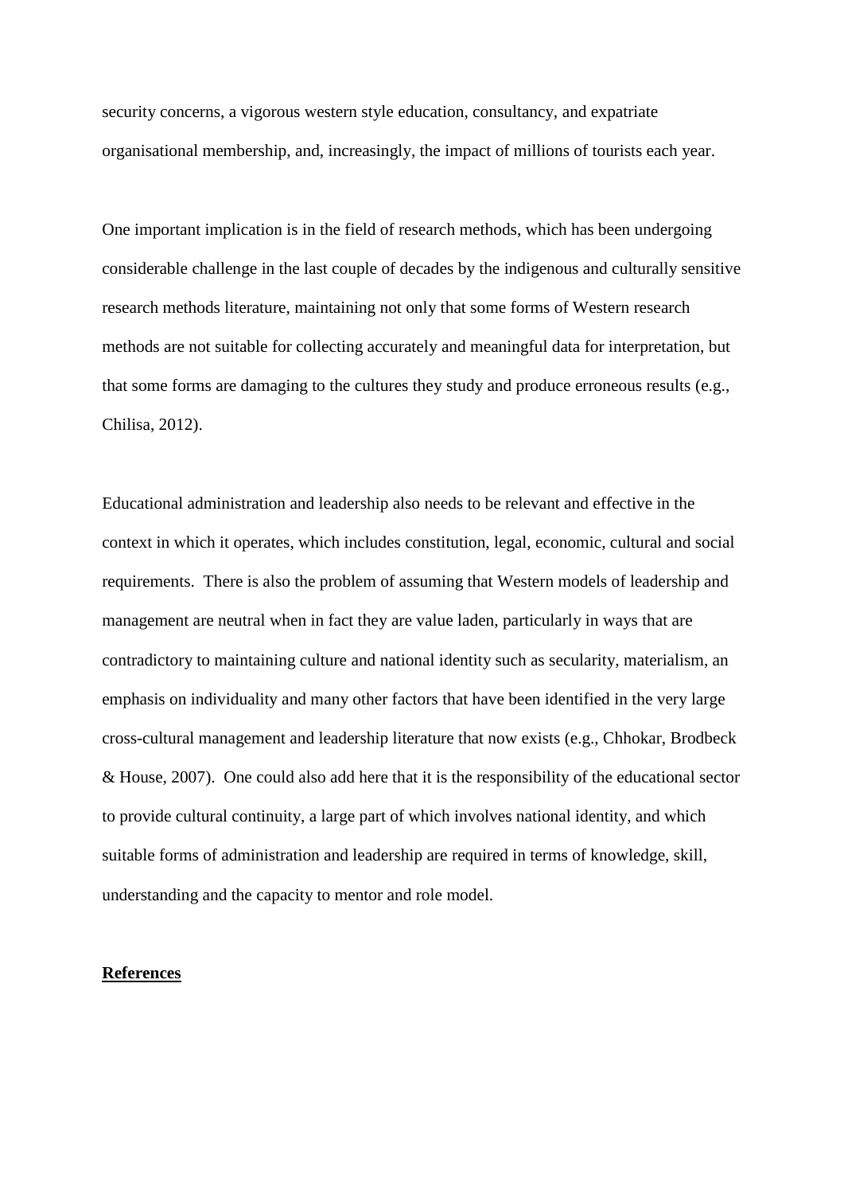security concerns, a vigorous western style education, consultancy, and expatriate organisational membership, and, increasingly, the impact of millions of tourists each year.

One important implication is in the field of research methods, which has been undergoing considerable challenge in the last couple of decades by the indigenous and culturally sensitive research methods literature, maintaining not only that some forms of Western research methods are not suitable for collecting accurately and meaningful data for interpretation, but that some forms are damaging to the cultures they study and produce erroneous results (e.g., Chilisa, 2012).

Educational administration and leadership also needs to be relevant and effective in the context in which it operates, which includes constitution, legal, economic, cultural and social requirements. There is also the problem of assuming that Western models of leadership and management are neutral when in fact they are value laden, particularly in ways that are contradictory to maintaining culture and national identity such as secularity, materialism, an emphasis on individuality and many other factors that have been identified in the very large cross-cultural management and leadership literature that now exists (e.g., Chhokar, Brodbeck & House, 2007). One could also add here that it is the responsibility of the educational sector to provide cultural continuity, a large part of which involves national identity, and which suitable forms of administration and leadership are required in terms of knowledge, skill, understanding and the capacity to mentor and role model.

**References**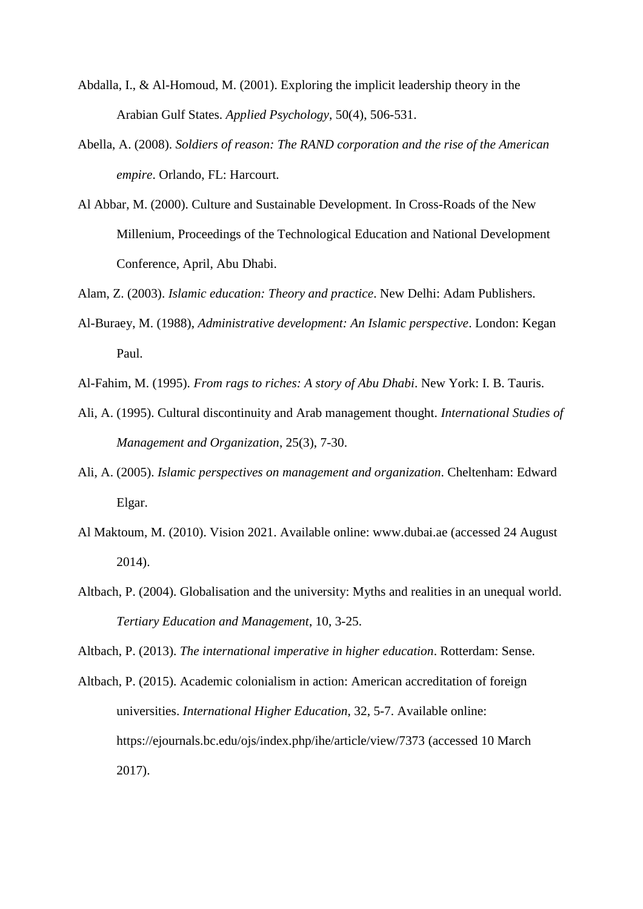Abdalla, I., & Al-Homoud, M. (2001). Exploring the implicit leadership theory in the Arabian Gulf States. *Applied Psychology*, 50(4), 506-531.

Abella, A. (2008). *Soldiers of reason: The RAND corporation and the rise of the American empire*. Orlando, FL: Harcourt.

Al Abbar, M. (2000). Culture and Sustainable Development. In Cross-Roads of the New Millenium, Proceedings of the Technological Education and National Development Conference, April, Abu Dhabi.

Alam, Z. (2003). *Islamic education: Theory and practice*. New Delhi: Adam Publishers.

Al-Buraey, M. (1988), *Administrative development: An Islamic perspective*. London: Kegan Paul.

Al-Fahim, M. (1995). *From rags to riches: A story of Abu Dhabi*. New York: I. B. Tauris.

Ali, A. (1995). Cultural discontinuity and Arab management thought. *International Studies of Management and Organization*, 25(3), 7-30.

Ali, A. (2005). *Islamic perspectives on management and organization*. Cheltenham: Edward Elgar.

Al Maktoum, M. (2010). Vision 2021. Available online: www.dubai.ae (accessed 24 August 2014).

Altbach, P. (2004). Globalisation and the university: Myths and realities in an unequal world. *Tertiary Education and Management*, 10, 3-25.

Altbach, P. (2013). *The international imperative in higher education*. Rotterdam: Sense.

Altbach, P. (2015). Academic colonialism in action: American accreditation of foreign universities. *International Higher Education*, 32, 5-7. Available online: https://ejournals.bc.edu/ojs/index.php/ihe/article/view/7373 (accessed 10 March 2017).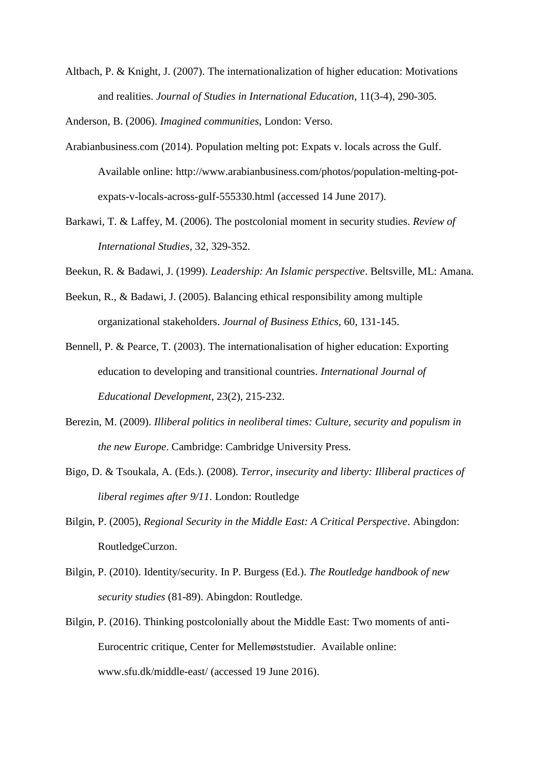Altbach, P. & Knight, J. (2007). The internationalization of higher education: Motivations and realities. *Journal of Studies in International Education*, 11(3-4), 290-305.

Anderson, B. (2006). *Imagined communities*, London: Verso.

Arabianbusiness.com (2014). Population melting pot: Expats v. locals across the Gulf. Available online: http://www.arabianbusiness.com/photos/population-melting-pot-expats-v-locals-across-gulf-555330.html (accessed 14 June 2017).

Barkawi, T. & Laffey, M. (2006). The postcolonial moment in security studies. *Review of International Studies*, 32, 329-352.

Beekun, R. & Badawi, J. (1999). *Leadership: An Islamic perspective*. Beltsville, ML: Amana.

Beekun, R., & Badawi, J. (2005). Balancing ethical responsibility among multiple organizational stakeholders. *Journal of Business Ethics*, 60, 131-145.

Bennell, P. & Pearce, T. (2003). The internationalisation of higher education: Exporting education to developing and transitional countries. *International Journal of Educational Development*, 23(2), 215-232.

Berezin, M. (2009). *Illiberal politics in neoliberal times: Culture, security and populism in the new Europe*. Cambridge: Cambridge University Press.

Bigo, D. & Tsoukala, A. (Eds.). (2008). *Terror, insecurity and liberty: Illiberal practices of liberal regimes after 9/11*. London: Routledge

Bilgin, P. (2005), *Regional Security in the Middle East: A Critical Perspective*. Abingdon: RoutledgeCurzon.

Bilgin, P. (2010). Identity/security. In P. Burgess (Ed.). *The Routledge handbook of new security studies* (81-89). Abingdon: Routledge.

Bilgin, P. (2016). Thinking postcolonially about the Middle East: Two moments of anti-Eurocentric critique, Center for Mellemøststudier. Available online: www.sfu.dk/middle-east/ (accessed 19 June 2016).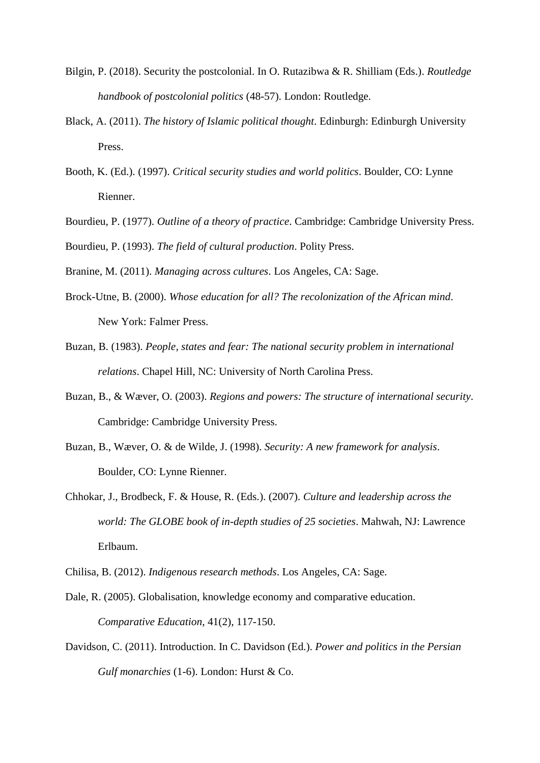Bilgin, P. (2018). Security the postcolonial. In O. Rutazibwa & R. Shilliam (Eds.). *Routledge handbook of postcolonial politics* (48-57). London: Routledge.

Black, A. (2011). *The history of Islamic political thought*. Edinburgh: Edinburgh University Press.

Booth, K. (Ed.). (1997). *Critical security studies and world politics*. Boulder, CO: Lynne Rienner.

Bourdieu, P. (1977). *Outline of a theory of practice*. Cambridge: Cambridge University Press.

Bourdieu, P. (1993). *The field of cultural production*. Polity Press.

Branine, M. (2011). *Managing across cultures*. Los Angeles, CA: Sage.

Brock-Utne, B. (2000). *Whose education for all? The recolonization of the African mind*. New York: Falmer Press.

Buzan, B. (1983). *People, states and fear: The national security problem in international relations*. Chapel Hill, NC: University of North Carolina Press.

Buzan, B., & Wæver, O. (2003). *Regions and powers: The structure of international security*. Cambridge: Cambridge University Press.

Buzan, B., Wæver, O. & de Wilde, J. (1998). *Security: A new framework for analysis*. Boulder, CO: Lynne Rienner.

Chhokar, J., Brodbeck, F. & House, R. (Eds.). (2007). *Culture and leadership across the world: The GLOBE book of in-depth studies of 25 societies*. Mahwah, NJ: Lawrence Erlbaum.

Chilisa, B. (2012). *Indigenous research methods*. Los Angeles, CA: Sage.

Dale, R. (2005). Globalisation, knowledge economy and comparative education. *Comparative Education*, 41(2), 117-150.

Davidson, C. (2011). Introduction. In C. Davidson (Ed.). *Power and politics in the Persian Gulf monarchies* (1-6). London: Hurst & Co.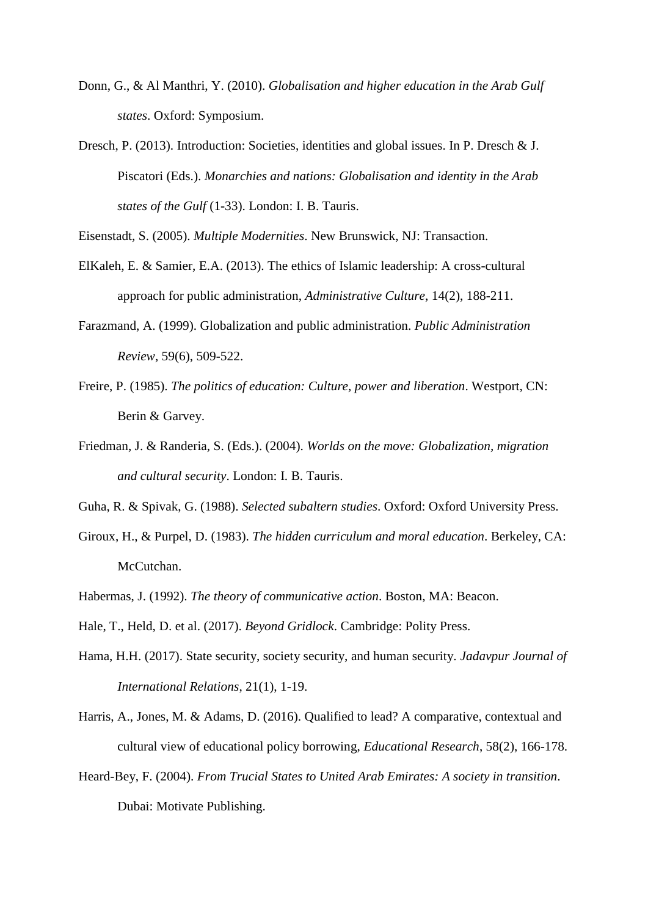Donn, G., & Al Manthri, Y. (2010). *Globalisation and higher education in the Arab Gulf states*. Oxford: Symposium.

Dresch, P. (2013). Introduction: Societies, identities and global issues. In P. Dresch & J. Piscatori (Eds.). *Monarchies and nations: Globalisation and identity in the Arab states of the Gulf* (1-33). London: I. B. Tauris.

Eisenstadt, S. (2005). *Multiple Modernities*. New Brunswick, NJ: Transaction.

ElKaleh, E. & Samier, E.A. (2013). The ethics of Islamic leadership: A cross-cultural approach for public administration, *Administrative Culture*, 14(2), 188-211.

Farazmand, A. (1999). Globalization and public administration. *Public Administration Review*, 59(6), 509-522.

Freire, P. (1985). *The politics of education: Culture, power and liberation*. Westport, CN: Berin & Garvey.

Friedman, J. & Randeria, S. (Eds.). (2004). *Worlds on the move: Globalization, migration and cultural security*. London: I. B. Tauris.

Guha, R. & Spivak, G. (1988). *Selected subaltern studies*. Oxford: Oxford University Press.

Giroux, H., & Purpel, D. (1983). *The hidden curriculum and moral education*. Berkeley, CA: McCutchan.

Habermas, J. (1992). *The theory of communicative action*. Boston, MA: Beacon.

Hale, T., Held, D. et al. (2017). *Beyond Gridlock*. Cambridge: Polity Press.

Hama, H.H. (2017). State security, society security, and human security. *Jadavpur Journal of International Relations*, 21(1), 1-19.

Harris, A., Jones, M. & Adams, D. (2016). Qualified to lead? A comparative, contextual and cultural view of educational policy borrowing, *Educational Research*, 58(2), 166-178.

Heard-Bey, F. (2004). *From Trucial States to United Arab Emirates: A society in transition*. Dubai: Motivate Publishing.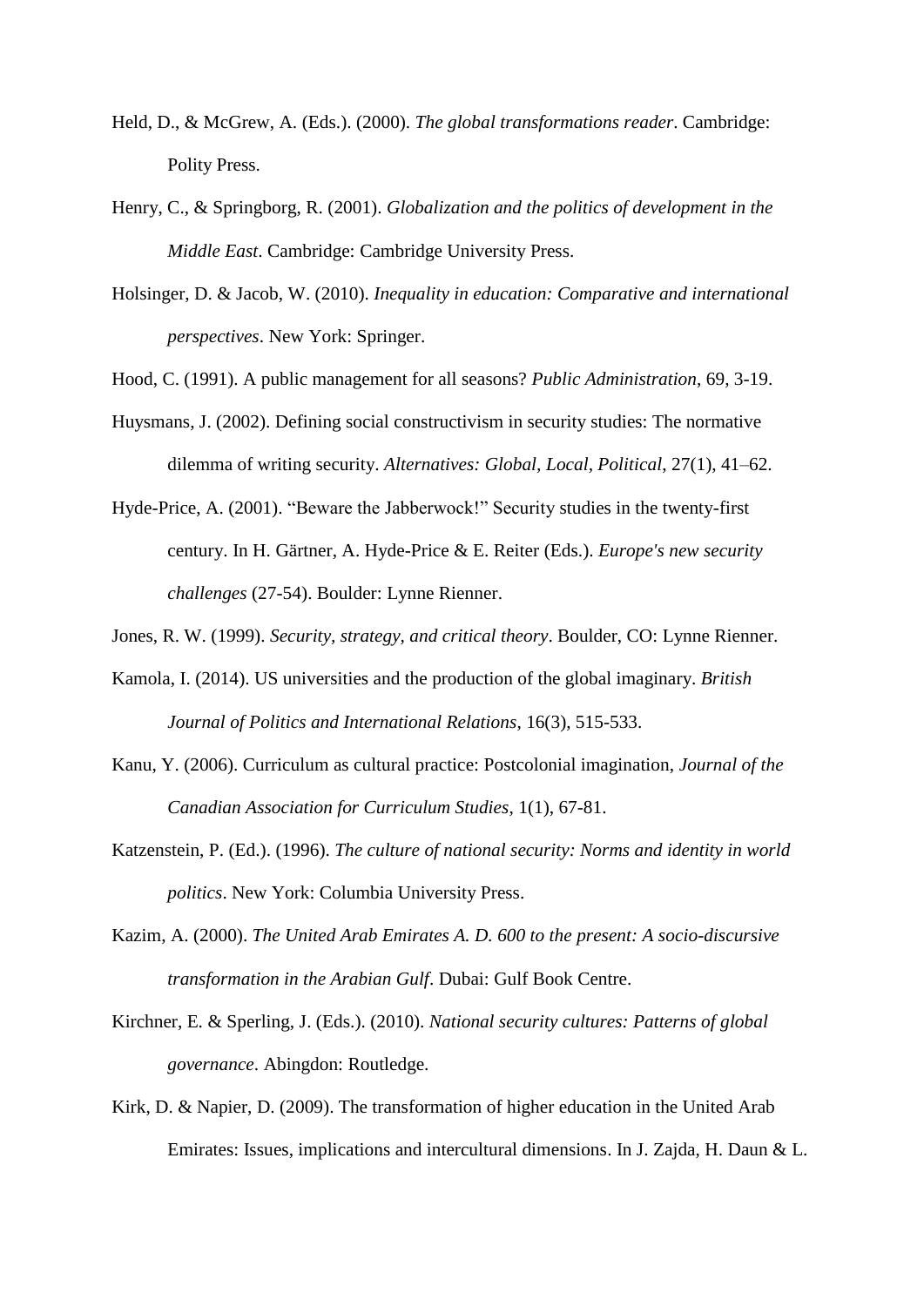Held, D., & McGrew, A. (Eds.). (2000). *The global transformations reader*. Cambridge: Polity Press.

Henry, C., & Springborg, R. (2001). *Globalization and the politics of development in the Middle East*. Cambridge: Cambridge University Press.

Holsinger, D. & Jacob, W. (2010). *Inequality in education: Comparative and international perspectives*. New York: Springer.

Hood, C. (1991). A public management for all seasons? *Public Administration*, 69, 3-19.

Huysmans, J. (2002). Defining social constructivism in security studies: The normative dilemma of writing security. *Alternatives: Global, Local, Political*, 27(1), 41–62.

Hyde-Price, A. (2001). "Beware the Jabberwock!" Security studies in the twenty-first century. In H. Gärtner, A. Hyde-Price & E. Reiter (Eds.). *Europe's new security challenges* (27-54). Boulder: Lynne Rienner.

Jones, R. W. (1999). *Security, strategy, and critical theory*. Boulder, CO: Lynne Rienner.

Kamola, I. (2014). US universities and the production of the global imaginary. *British Journal of Politics and International Relations*, 16(3), 515-533.

Kanu, Y. (2006). Curriculum as cultural practice: Postcolonial imagination, *Journal of the Canadian Association for Curriculum Studies*, 1(1), 67-81.

Katzenstein, P. (Ed.). (1996). *The culture of national security: Norms and identity in world politics*. New York: Columbia University Press.

Kazim, A. (2000). *The United Arab Emirates A. D. 600 to the present: A socio-discursive transformation in the Arabian Gulf*. Dubai: Gulf Book Centre.

Kirchner, E. & Sperling, J. (Eds.). (2010). *National security cultures: Patterns of global governance*. Abingdon: Routledge.

Kirk, D. & Napier, D. (2009). The transformation of higher education in the United Arab Emirates: Issues, implications and intercultural dimensions. In J. Zajda, H. Daun & L.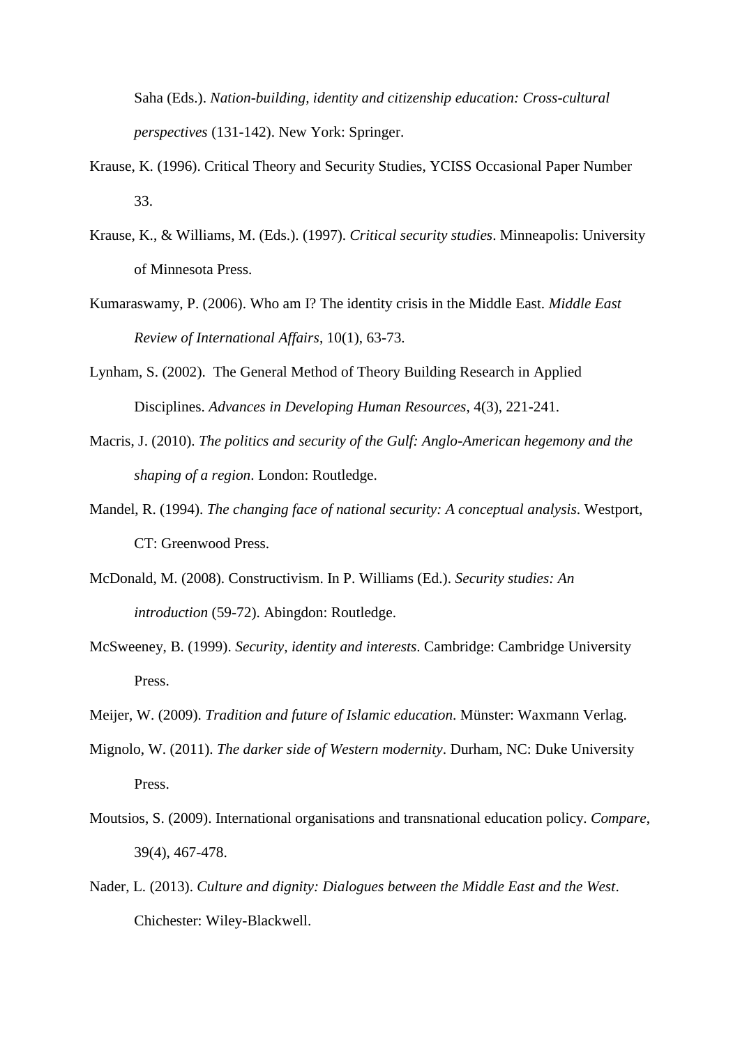Saha (Eds.). *Nation-building, identity and citizenship education: Cross-cultural perspectives* (131-142). New York: Springer.

Krause, K. (1996). Critical Theory and Security Studies, YCISS Occasional Paper Number 33.

Krause, K., & Williams, M. (Eds.). (1997). *Critical security studies*. Minneapolis: University of Minnesota Press.

Kumaraswamy, P. (2006). Who am I? The identity crisis in the Middle East. *Middle East Review of International Affairs*, 10(1), 63-73.

Lynham, S. (2002). The General Method of Theory Building Research in Applied Disciplines. *Advances in Developing Human Resources*, 4(3), 221-241.

Macris, J. (2010). *The politics and security of the Gulf: Anglo-American hegemony and the shaping of a region*. London: Routledge.

Mandel, R. (1994). *The changing face of national security: A conceptual analysis*. Westport, CT: Greenwood Press.

McDonald, M. (2008). Constructivism. In P. Williams (Ed.). *Security studies: An introduction* (59-72). Abingdon: Routledge.

McSweeney, B. (1999). *Security, identity and interests*. Cambridge: Cambridge University Press.

Meijer, W. (2009). *Tradition and future of Islamic education*. Münster: Waxmann Verlag.

Mignolo, W. (2011). *The darker side of Western modernity*. Durham, NC: Duke University Press.

Moutsios, S. (2009). International organisations and transnational education policy. *Compare*, 39(4), 467-478.

Nader, L. (2013). *Culture and dignity: Dialogues between the Middle East and the West*. Chichester: Wiley-Blackwell.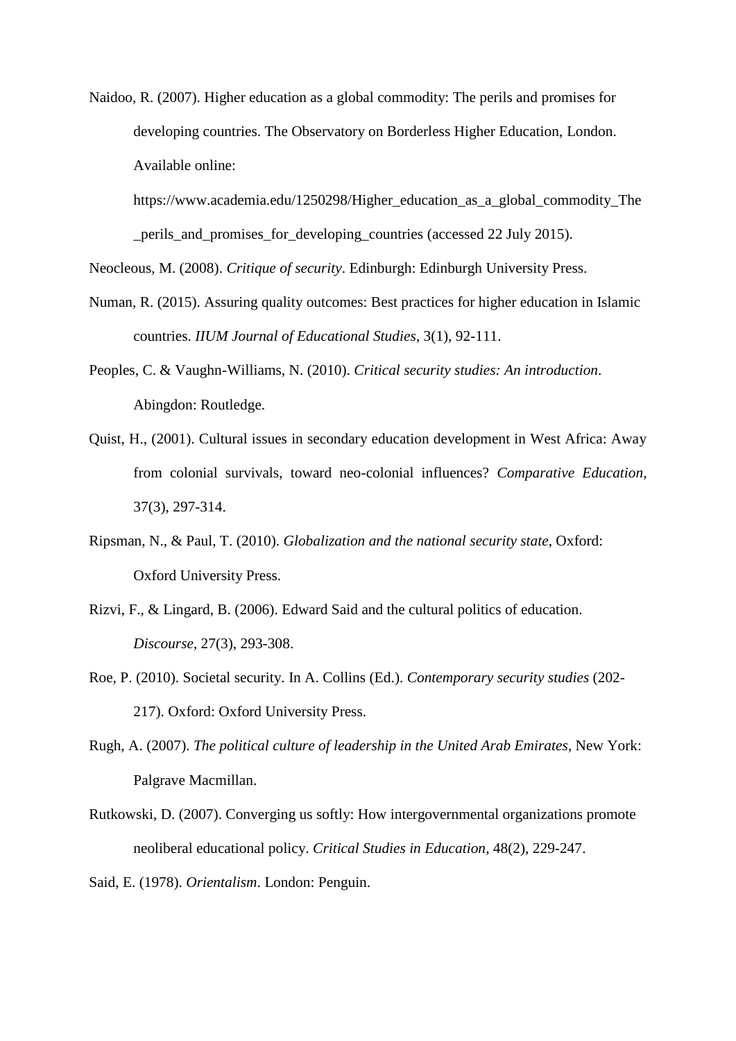Naidoo, R. (2007). Higher education as a global commodity: The perils and promises for developing countries. The Observatory on Borderless Higher Education, London. Available online: https://www.academia.edu/1250298/Higher_education_as_a_global_commodity_The_perils_and_promises_for_developing_countries (accessed 22 July 2015).

Neocleous, M. (2008). *Critique of security*. Edinburgh: Edinburgh University Press.

Numan, R. (2015). Assuring quality outcomes: Best practices for higher education in Islamic countries. *IIUM Journal of Educational Studies*, 3(1), 92-111.

Peoples, C. & Vaughn-Williams, N. (2010). *Critical security studies: An introduction*. Abingdon: Routledge.

Quist, H., (2001). Cultural issues in secondary education development in West Africa: Away from colonial survivals, toward neo-colonial influences? *Comparative Education*, 37(3), 297-314.

Ripsman, N., & Paul, T. (2010). *Globalization and the national security state*, Oxford: Oxford University Press.

Rizvi, F., & Lingard, B. (2006). Edward Said and the cultural politics of education. *Discourse*, 27(3), 293-308.

Roe, P. (2010). Societal security. In A. Collins (Ed.). *Contemporary security studies* (202-217). Oxford: Oxford University Press.

Rugh, A. (2007). *The political culture of leadership in the United Arab Emirates*, New York: Palgrave Macmillan.

Rutkowski, D. (2007). Converging us softly: How intergovernmental organizations promote neoliberal educational policy. *Critical Studies in Education*, 48(2), 229-247.

Said, E. (1978). *Orientalism*. London: Penguin.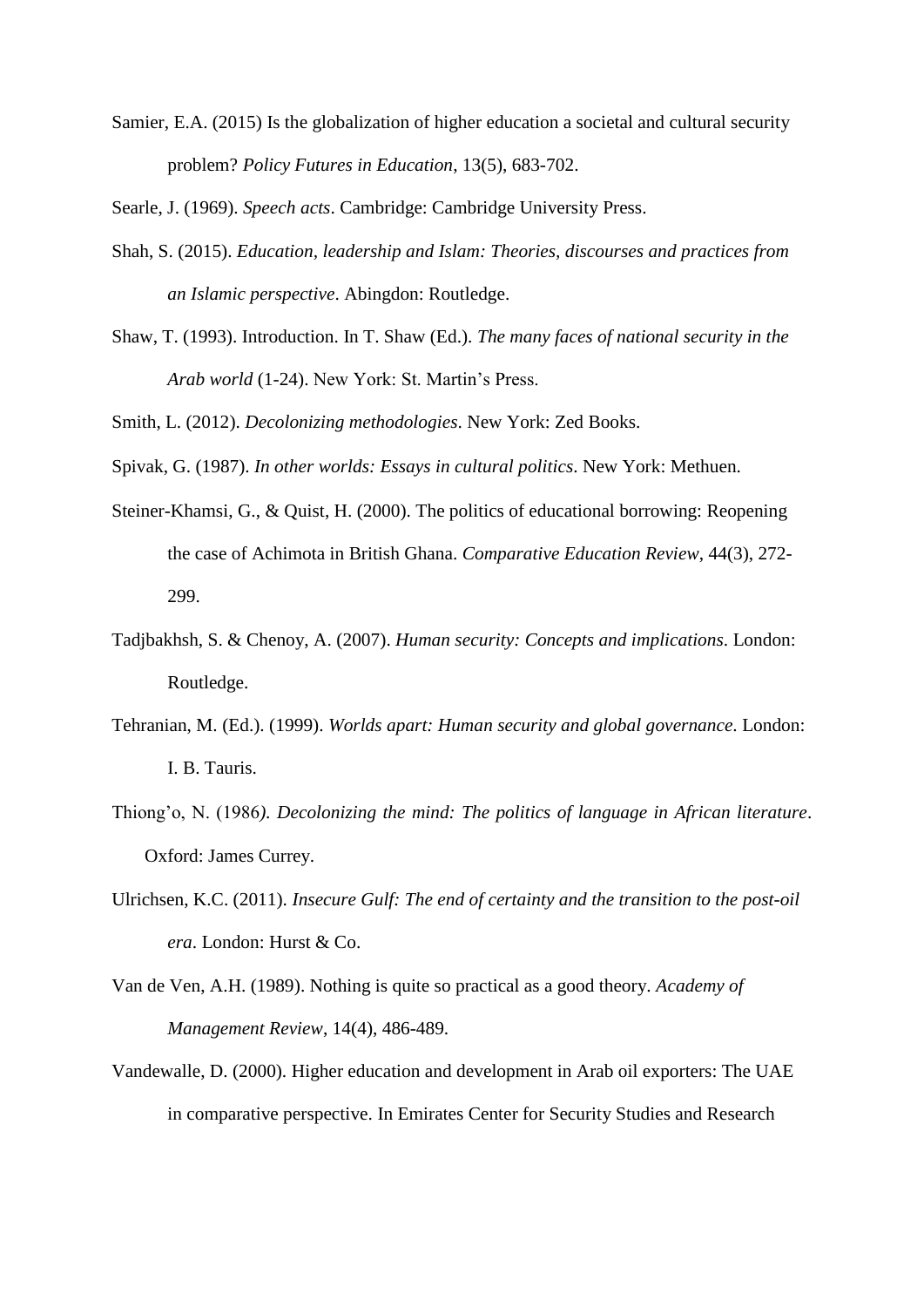Samier, E.A. (2015) Is the globalization of higher education a societal and cultural security problem? *Policy Futures in Education*, 13(5), 683-702.

Searle, J. (1969). *Speech acts*. Cambridge: Cambridge University Press.

Shah, S. (2015). *Education, leadership and Islam: Theories, discourses and practices from an Islamic perspective*. Abingdon: Routledge.

Shaw, T. (1993). Introduction. In T. Shaw (Ed.). *The many faces of national security in the Arab world* (1-24). New York: St. Martin's Press.

Smith, L. (2012). *Decolonizing methodologies*. New York: Zed Books.

Spivak, G. (1987). *In other worlds: Essays in cultural politics*. New York: Methuen.

Steiner-Khamsi, G., & Quist, H. (2000). The politics of educational borrowing: Reopening the case of Achimota in British Ghana. *Comparative Education Review*, 44(3), 272-299.

Tadjbakhsh, S. & Chenoy, A. (2007). *Human security: Concepts and implications*. London: Routledge.

Tehranian, M. (Ed.). (1999). *Worlds apart: Human security and global governance*. London: I. B. Tauris.

Thiong'o, N. (1986). *Decolonizing the mind: The politics of language in African literature*. Oxford: James Currey.

Ulrichsen, K.C. (2011). *Insecure Gulf: The end of certainty and the transition to the post-oil era*. London: Hurst & Co.

Van de Ven, A.H. (1989). Nothing is quite so practical as a good theory. *Academy of Management Review*, 14(4), 486-489.

Vandewalle, D. (2000). Higher education and development in Arab oil exporters: The UAE in comparative perspective. In Emirates Center for Security Studies and Research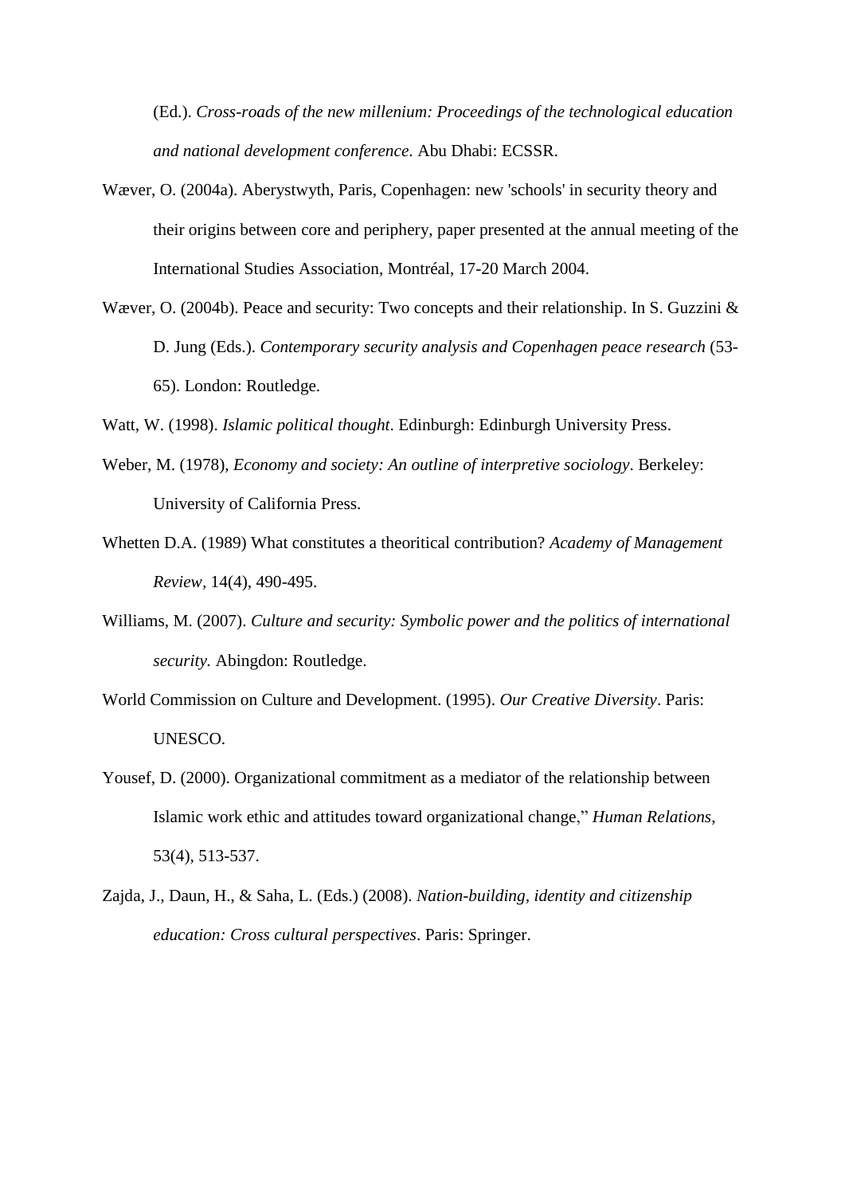(Ed.). *Cross-roads of the new millenium: Proceedings of the technological education and national development conference*. Abu Dhabi: ECSSR.

Wæver, O. (2004a). Aberystwyth, Paris, Copenhagen: new 'schools' in security theory and their origins between core and periphery, paper presented at the annual meeting of the International Studies Association, Montréal, 17-20 March 2004.

Wæver, O. (2004b). Peace and security: Two concepts and their relationship. In S. Guzzini & D. Jung (Eds.). *Contemporary security analysis and Copenhagen peace research* (53-65). London: Routledge.

Watt, W. (1998). *Islamic political thought*. Edinburgh: Edinburgh University Press.

Weber, M. (1978), *Economy and society: An outline of interpretive sociology*. Berkeley: University of California Press.

Whetten D.A. (1989) What constitutes a theoritical contribution? *Academy of Management Review*, 14(4), 490-495.

Williams, M. (2007). *Culture and security: Symbolic power and the politics of international security.* Abingdon: Routledge.

World Commission on Culture and Development. (1995). *Our Creative Diversity*. Paris: UNESCO.

Yousef, D. (2000). Organizational commitment as a mediator of the relationship between Islamic work ethic and attitudes toward organizational change," *Human Relations*, 53(4), 513-537.

Zajda, J., Daun, H., & Saha, L. (Eds.) (2008). *Nation-building, identity and citizenship education: Cross cultural perspectives*. Paris: Springer.